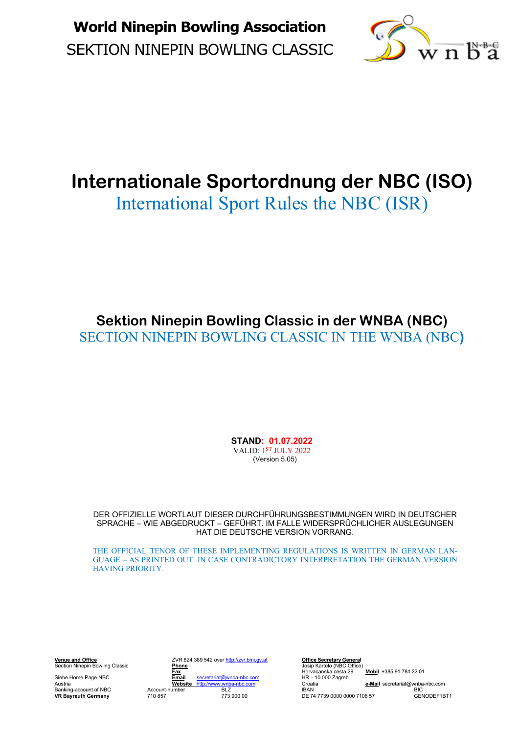**World Ninepin Bowling Association**

SEKTION NINEPIN BOWLING CLASSIC

# Internationale Sportordnung der NBC (ISO)

International Sport Rules the NBC (ISR)

## Sektion Ninepin Bowling Classic in der WNBA (NBC)

SECTION NINEPIN BOWLING CLASSIC IN THE WNBA (NBC)

**STAND: 01.07.2022**

VALID: 1ST JULY 2022

(Version 5.05)

DER OFFIZIELLE WORTLAUT DIESER DURCHFÜHRUNGSBESTIMMUNGEN WIRD IN DEUTSCHER SPRACHE – WIE ABGEDRUCKT – GEFÜHRT. IM FALLE WIDERSPRÜCHLICHER AUSLEGUNGEN HAT DIE DEUTSCHE VERSION VORRANG.

THE OFFICIAL TENOR OF THESE IMPLEMENTING REGULATIONS IS WRITTEN IN GERMAN LANGUAGE – AS PRINTED OUT. IN CASE CONTRADICTORY INTERPRETATION THE GERMAN VERSION HAVING PRIORITY.

**Venue and Office**
Section Ninepin Bowling Classic

Siehe Home Page NBC
Austria
Banking-account of NBC
**VR Bayreuth Germany**

ZVR 824 389 542 over http://zvr.bmi.gv.at
**Phone**
**Fax**
**Email** secretariat@wnba-nbc.com
**Website** http://www.wnba-nbc.com
Account-number 710 857
BLZ 773 900 00

**Office Secretary General**
Josip Kartelo (NBC Office)
Horvacanska cesta 29
HR – 10 000 Zagreb
Croatia
**Mobil** +385 91 784 22 01
**e-Mail** secretariat@wnba-nbc.com
IBAN DE 74 7739 0000 0000 7108 57
BIC GENODEF1BT1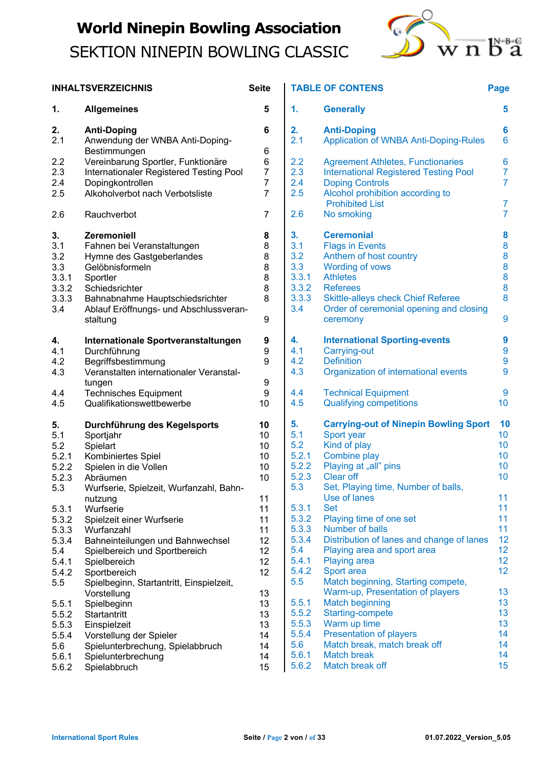# World Ninepin Bowling Association
## SEKTION NINEPIN BOWLING CLASSIC

| INHALTSVERZEICHNIS | | Seite | TABLE OF CONTENS | | Page |
|---|---|---|---|---|---|
| **1.** | **Allgemeines** | **5** | **1.** | **Generally** | **5** |
| **2.** | **Anti-Doping** | **6** | **2.** | **Anti-Doping** | **6** |
| 2.1 | Anwendung der WNBA Anti-Doping-Bestimmungen | 6 | 2.1 | Application of WNBA Anti-Doping-Rules | 6 |
| 2.2 | Vereinbarung Sportler, Funktionäre | 6 | 2.2 | Agreement Athletes, Functionaries | 6 |
| 2.3 | Internationaler Registered Testing Pool | 7 | 2.3 | International Registered Testing Pool | 7 |
| 2.4 | Dopingkontrollen | 7 | 2.4 | Doping Controls | 7 |
| 2.5 | Alkoholverbot nach Verbotsliste | 7 | 2.5 | Alcohol prohibition according to Prohibited List | 7 |
| 2.6 | Rauchverbot | 7 | 2.6 | No smoking | 7 |
| **3.** | **Zeremoniell** | **8** | **3.** | **Ceremonial** | **8** |
| 3.1 | Fahnen bei Veranstaltungen | 8 | 3.1 | Flags in Events | 8 |
| 3.2 | Hymne des Gastgeberlandes | 8 | 3.2 | Anthem of host country | 8 |
| 3.3 | Gelöbnisformeln | 8 | 3.3 | Wording of vows | 8 |
| 3.3.1 | Sportler | 8 | 3.3.1 | Athletes | 8 |
| 3.3.2 | Schiedsrichter | 8 | 3.3.2 | Referees | 8 |
| 3.3.3 | Bahnabnahme Hauptschiedsrichter | 8 | 3.3.3 | Skittle-alleys check Chief Referee | 8 |
| 3.4 | Ablauf Eröffnungs- und Abschlussveranstaltung | 9 | 3.4 | Order of ceremonial opening and closing ceremony | 9 |
| **4.** | **Internationale Sportveranstaltungen** | **9** | **4.** | **International Sporting-events** | **9** |
| 4.1 | Durchführung | 9 | 4.1 | Carrying-out | 9 |
| 4.2 | Begriffsbestimmung | 9 | 4.2 | Definition | 9 |
| 4.3 | Veranstalten internationaler Veranstaltungen | 9 | 4.3 | Organization of international events | 9 |
| 4.4 | Technisches Equipment | 9 | 4.4 | Technical Equipment | 9 |
| 4.5 | Qualifikationswettbewerbe | 10 | 4.5 | Qualifying competitions | 10 |
| **5.** | **Durchführung des Kegelsports** | **10** | **5.** | **Carrying-out of Ninepin Bowling Sport** | **10** |
| 5.1 | Sportjahr | 10 | 5.1 | Sport year | 10 |
| 5.2 | Spielart | 10 | 5.2 | Kind of play | 10 |
| 5.2.1 | Kombiniertes Spiel | 10 | 5.2.1 | Combine play | 10 |
| 5.2.2 | Spielen in die Vollen | 10 | 5.2.2 | Playing at „all" pins | 10 |
| 5.2.3 | Abräumen | 10 | 5.2.3 | Clear off | 10 |
| 5.3 | Wurfserie, Spielzeit, Wurfanzahl, Bahnnutzung | 11 | 5.3 | Set, Playing time, Number of balls, Use of lanes | 11 |
| 5.3.1 | Wurfserie | 11 | 5.3.1 | Set | 11 |
| 5.3.2 | Spielzeit einer Wurfserie | 11 | 5.3.2 | Playing time of one set | 11 |
| 5.3.3 | Wurfanzahl | 11 | 5.3.3 | Number of balls | 11 |
| 5.3.4 | Bahneinteilungen und Bahnwechsel | 12 | 5.3.4 | Distribution of lanes and change of lanes | 12 |
| 5.4 | Spielbereich und Sportbereich | 12 | 5.4 | Playing area and sport area | 12 |
| 5.4.1 | Spielbereich | 12 | 5.4.1 | Playing area | 12 |
| 5.4.2 | Sportbereich | 12 | 5.4.2 | Sport area | 12 |
| 5.5 | Spielbeginn, Startantritt, Einspielzeit, Vorstellung | 13 | 5.5 | Match beginning, Starting compete, Warm-up, Presentation of players | 13 |
| 5.5.1 | Spielbeginn | 13 | 5.5.1 | Match beginning | 13 |
| 5.5.2 | Startantritt | 13 | 5.5.2 | Starting-compete | 13 |
| 5.5.3 | Einspielzeit | 13 | 5.5.3 | Warm up time | 13 |
| 5.5.4 | Vorstellung der Spieler | 14 | 5.5.4 | Presentation of players | 14 |
| 5.6 | Spielunterbrechung, Spielabbruch | 14 | 5.6 | Match break, match break off | 14 |
| 5.6.1 | Spielunterbrechung | 14 | 5.6.1 | Match break | 14 |
| 5.6.2 | Spielabbruch | 15 | 5.6.2 | Match break off | 15 |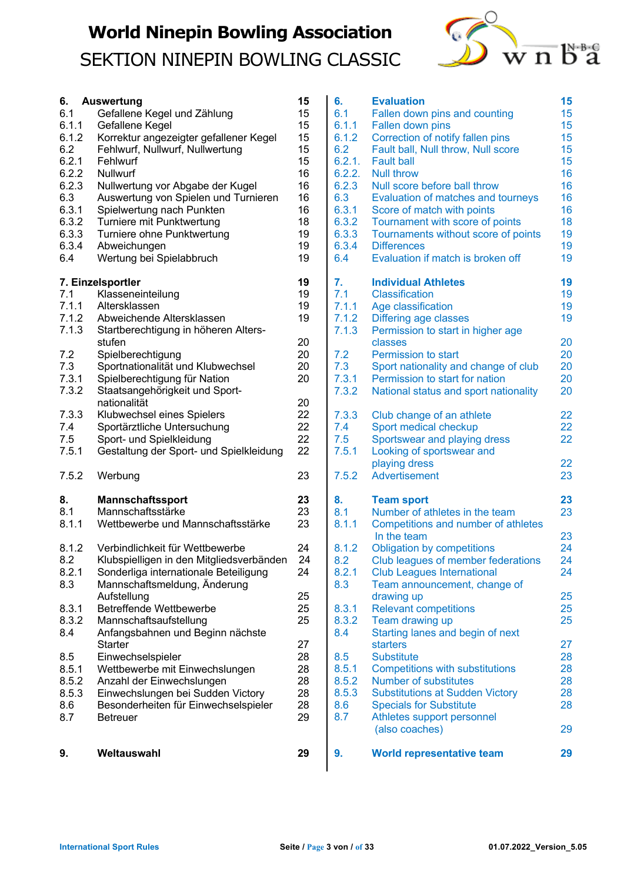| | Auswertung | | | Evaluation | |
|---|---|---|---|---|---|
| **6.** | **Auswertung** | **15** | **6.** | **Evaluation** | **15** |
| 6.1 | Gefallene Kegel und Zählung | 15 | 6.1 | Fallen down pins and counting | 15 |
| 6.1.1 | Gefallene Kegel | 15 | 6.1.1 | Fallen down pins | 15 |
| 6.1.2 | Korrektur angezeigter gefallener Kegel | 15 | 6.1.2 | Correction of notify fallen pins | 15 |
| 6.2 | Fehlwurf, Nullwurf, Nullwertung | 15 | 6.2 | Fault ball, Null throw, Null score | 15 |
| 6.2.1 | Fehlwurf | 15 | 6.2.1. | Fault ball | 15 |
| 6.2.2 | Nullwurf | 16 | 6.2.2. | Null throw | 16 |
| 6.2.3 | Nullwertung vor Abgabe der Kugel | 16 | 6.2.3 | Null score before ball throw | 16 |
| 6.3 | Auswertung von Spielen und Turnieren | 16 | 6.3 | Evaluation of matches and tourneys | 16 |
| 6.3.1 | Spielwertung nach Punkten | 16 | 6.3.1 | Score of match with points | 16 |
| 6.3.2 | Turniere mit Punktwertung | 18 | 6.3.2 | Tournament with score of points | 18 |
| 6.3.3 | Turniere ohne Punktwertung | 19 | 6.3.3 | Tournaments without score of points | 19 |
| 6.3.4 | Abweichungen | 19 | 6.3.4 | Differences | 19 |
| 6.4 | Wertung bei Spielabbruch | 19 | 6.4 | Evaluation if match is broken off | 19 |
| **7.** | **Einzelsportler** | **19** | **7.** | **Individual Athletes** | **19** |
| 7.1 | Klasseneinteilung | 19 | 7.1 | Classification | 19 |
| 7.1.1 | Altersklassen | 19 | 7.1.1 | Age classification | 19 |
| 7.1.2 | Abweichende Altersklassen | 19 | 7.1.2 | Differing age classes | 19 |
| 7.1.3 | Startberechtigung in höheren Altersstufen | 20 | 7.1.3 | Permission to start in higher age classes | 20 |
| 7.2 | Spielberechtigung | 20 | 7.2 | Permission to start | 20 |
| 7.3 | Sportnationalität und Klubwechsel | 20 | 7.3 | Sport nationality and change of club | 20 |
| 7.3.1 | Spielberechtigung für Nation | 20 | 7.3.1 | Permission to start for nation | 20 |
| 7.3.2 | Staatsangehörigkeit und Sportnationalität | 20 | 7.3.2 | National status and sport nationality | 20 |
| 7.3.3 | Klubwechsel eines Spielers | 22 | 7.3.3 | Club change of an athlete | 22 |
| 7.4 | Sportärztliche Untersuchung | 22 | 7.4 | Sport medical checkup | 22 |
| 7.5 | Sport- und Spielkleidung | 22 | 7.5 | Sportswear and playing dress | 22 |
| 7.5.1 | Gestaltung der Sport- und Spielkleidung | 22 | 7.5.1 | Looking of sportswear and playing dress | 22 |
| 7.5.2 | Werbung | 23 | 7.5.2 | Advertisement | 23 |
| **8.** | **Mannschaftssport** | **23** | **8.** | **Team sport** | **23** |
| 8.1 | Mannschaftsstärke | 23 | 8.1 | Number of athletes in the team | 23 |
| 8.1.1 | Wettbewerbe und Mannschaftsstärke | 23 | 8.1.1 | Competitions and number of athletes In the team | 23 |
| 8.1.2 | Verbindlichkeit für Wettbewerbe | 24 | 8.1.2 | Obligation by competitions | 24 |
| 8.2 | Klubspielligen in den Mitgliedsverbänden | 24 | 8.2 | Club leagues of member federations | 24 |
| 8.2.1 | Sonderliga internationale Beteiligung | 24 | 8.2.1 | Club Leagues International | 24 |
| 8.3 | Mannschaftsmeldung, Änderung Aufstellung | 25 | 8.3 | Team announcement, change of drawing up | 25 |
| 8.3.1 | Betreffende Wettbewerbe | 25 | 8.3.1 | Relevant competitions | 25 |
| 8.3.2 | Mannschaftsaufstellung | 25 | 8.3.2 | Team drawing up | 25 |
| 8.4 | Anfangsbahnen und Beginn nächste Starter | 27 | 8.4 | Starting lanes and begin of next starters | 27 |
| 8.5 | Einwechselspieler | 28 | 8.5 | Substitute | 28 |
| 8.5.1 | Wettbewerbe mit Einwechslungen | 28 | 8.5.1 | Competitions with substitutions | 28 |
| 8.5.2 | Anzahl der Einwechslungen | 28 | 8.5.2 | Number of substitutes | 28 |
| 8.5.3 | Einwechslungen bei Sudden Victory | 28 | 8.5.3 | Substitutions at Sudden Victory | 28 |
| 8.6 | Besonderheiten für Einwechselspieler | 28 | 8.6 | Specials for Substitute | 28 |
| 8.7 | Betreuer | 29 | 8.7 | Athletes support personnel (also coaches) | 29 |
| **9.** | **Weltauswahl** | **29** | **9.** | **World representative team** | **29** |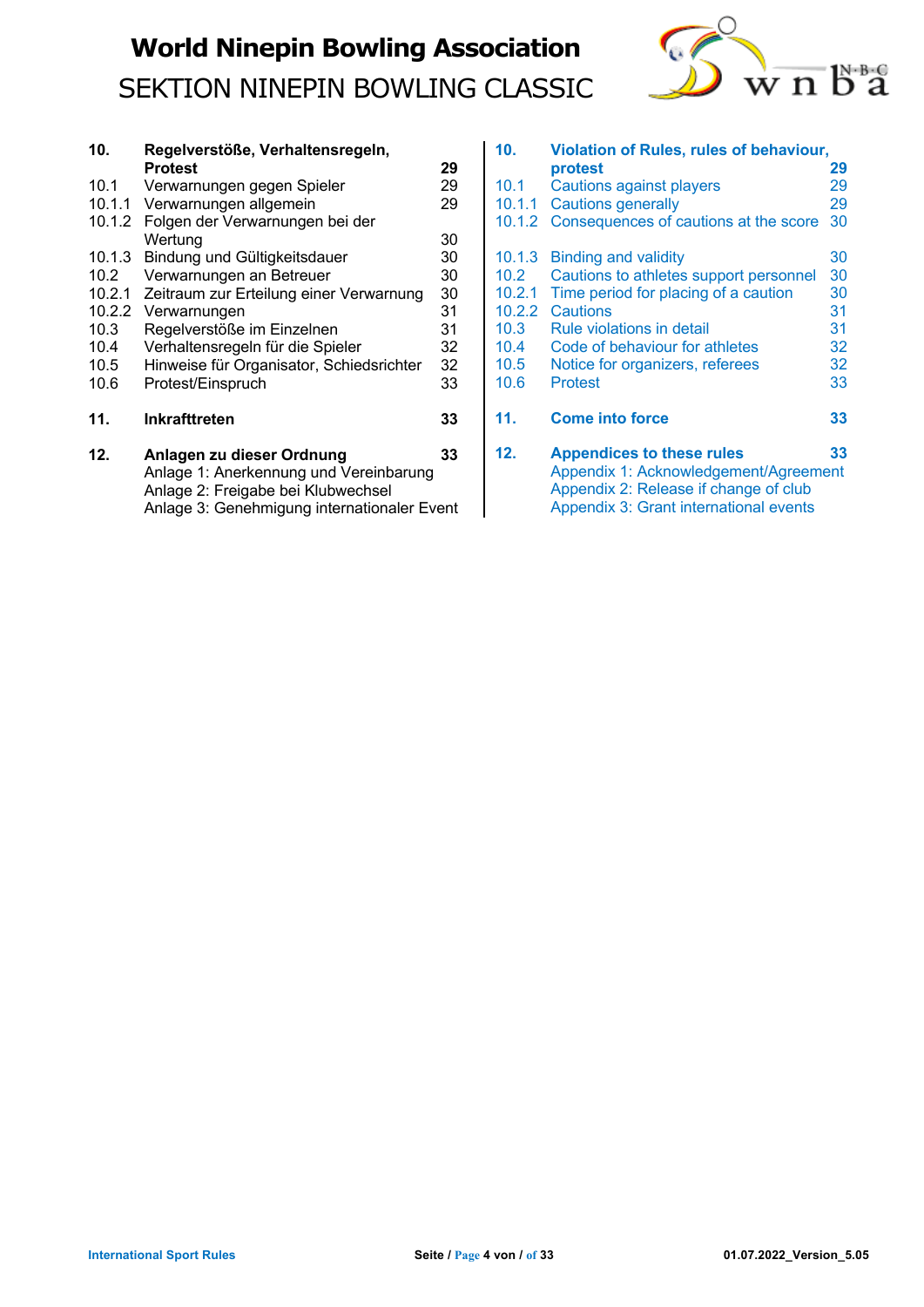| | Deutsch | Seite | | English | Page |
|---|---|---|---|---|---|
| **10.** | **Regelverstöße, Verhaltensregeln, Protest** | **29** | **10.** | **Violation of Rules, rules of behaviour, protest** | **29** |
| 10.1 | Verwarnungen gegen Spieler | 29 | 10.1 | Cautions against players | 29 |
| 10.1.1 | Verwarnungen allgemein | 29 | 10.1.1 | Cautions generally | 29 |
| 10.1.2 | Folgen der Verwarnungen bei der Wertung | 30 | 10.1.2 | Consequences of cautions at the score | 30 |
| 10.1.3 | Bindung und Gültigkeitsdauer | 30 | 10.1.3 | Binding and validity | 30 |
| 10.2 | Verwarnungen an Betreuer | 30 | 10.2 | Cautions to athletes support personnel | 30 |
| 10.2.1 | Zeitraum zur Erteilung einer Verwarnung | 30 | 10.2.1 | Time period for placing of a caution | 30 |
| 10.2.2 | Verwarnungen | 31 | 10.2.2 | Cautions | 31 |
| 10.3 | Regelverstöße im Einzelnen | 31 | 10.3 | Rule violations in detail | 31 |
| 10.4 | Verhaltensregeln für die Spieler | 32 | 10.4 | Code of behaviour for athletes | 32 |
| 10.5 | Hinweise für Organisator, Schiedsrichter | 32 | 10.5 | Notice for organizers, referees | 32 |
| 10.6 | Protest/Einspruch | 33 | 10.6 | Protest | 33 |
| **11.** | **Inkrafttreten** | **33** | **11.** | **Come into force** | **33** |
| **12.** | **Anlagen zu dieser Ordnung** | **33** | **12.** | **Appendices to these rules** | **33** |
| | Anlage 1: Anerkennung und Vereinbarung | | | Appendix 1: Acknowledgement/Agreement | |
| | Anlage 2: Freigabe bei Klubwechsel | | | Appendix 2: Release if change of club | |
| | Anlage 3: Genehmigung internationaler Event | | | Appendix 3: Grant international events | |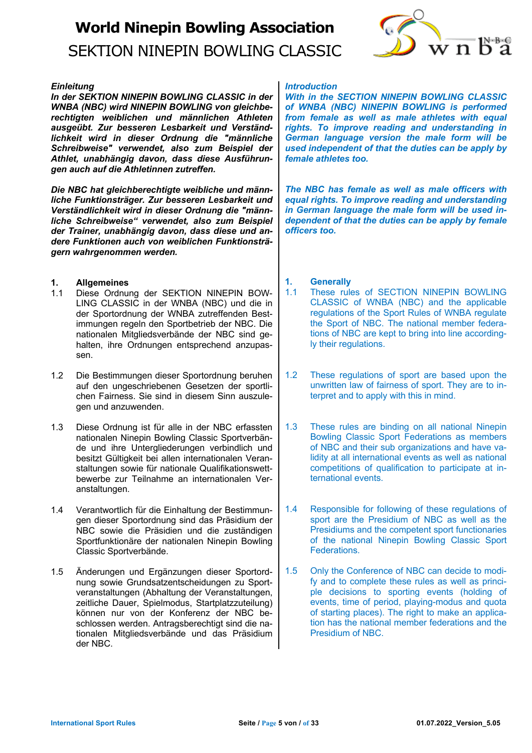*Einleitung*

***In der SEKTION NINEPIN BOWLING CLASSIC in der WNBA (NBC) wird NINEPIN BOWLING von gleichberechtigten weiblichen und männlichen Athleten ausgeübt. Zur besseren Lesbarkeit und Verständlichkeit wird in dieser Ordnung die "männliche Schreibweise" verwendet, also zum Beispiel der Athlet, unabhängig davon, dass diese Ausführungen auch auf die Athletinnen zutreffen.***

***Die NBC hat gleichberechtigte weibliche und männliche Funktionsträger. Zur besseren Lesbarkeit und Verständlichkeit wird in dieser Ordnung die "männliche Schreibweise" verwendet, also zum Beispiel der Trainer, unabhängig davon, dass diese und andere Funktionen auch von weiblichen Funktionsträgern wahrgenommen werden.***

## 1. Allgemeines

1.1 Diese Ordnung der SEKTION NINEPIN BOWLING CLASSIC in der WNBA (NBC) und die in der Sportordnung der WNBA zutreffenden Bestimmungen regeln den Sportbetrieb der NBC. Die nationalen Mitgliedsverbände der NBC sind gehalten, ihre Ordnungen entsprechend anzupassen.

1.2 Die Bestimmungen dieser Sportordnung beruhen auf den ungeschriebenen Gesetzen der sportlichen Fairness. Sie sind in diesem Sinn auszulegen und anzuwenden.

1.3 Diese Ordnung ist für alle in der NBC erfassten nationalen Ninepin Bowling Classic Sportverbände und ihre Untergliederungen verbindlich und besitzt Gültigkeit bei allen internationalen Veranstaltungen sowie für nationale Qualifikationswettbewerbe zur Teilnahme an internationalen Veranstaltungen.

1.4 Verantwortlich für die Einhaltung der Bestimmungen dieser Sportordnung sind das Präsidium der NBC sowie die Präsidien und die zuständigen Sportfunktionäre der nationalen Ninepin Bowling Classic Sportverbände.

1.5 Änderungen und Ergänzungen dieser Sportordnung sowie Grundsatzentscheidungen zu Sportveranstaltungen (Abhaltung der Veranstaltungen, zeitliche Dauer, Spielmodus, Startplatzzuteilung) können nur von der Konferenz der NBC beschlossen werden. Antragsberechtigt sind die nationalen Mitgliedsverbände und das Präsidium der NBC.

*Introduction*

***With in the SECTION NINEPIN BOWLING CLASSIC of WNBA (NBC) NINEPIN BOWLING is performed from female as well as male athletes with equal rights. To improve reading and understanding in German language version the male form will be used independent of that the duties can be apply by female athletes too.***

***The NBC has female as well as male officers with equal rights. To improve reading and understanding in German language the male form will be used independent of that the duties can be apply by female officers too.***

## 1. Generally

1.1 These rules of SECTION NINEPIN BOWLING CLASSIC of WNBA (NBC) and the applicable regulations of the Sport Rules of WNBA regulate the Sport of NBC. The national member federations of NBC are kept to bring into line accordingly their regulations.

1.2 These regulations of sport are based upon the unwritten law of fairness of sport. They are to interpret and to apply with this in mind.

1.3 These rules are binding on all national Ninepin Bowling Classic Sport Federations as members of NBC and their sub organizations and have validity at all international events as well as national competitions of qualification to participate at international events.

1.4 Responsible for following of these regulations of sport are the Presidium of NBC as well as the Presidiums and the competent sport functionaries of the national Ninepin Bowling Classic Sport Federations.

1.5 Only the Conference of NBC can decide to modify and to complete these rules as well as principle decisions to sporting events (holding of events, time of period, playing-modus and quota of starting places). The right to make an application has the national member federations and the Presidium of NBC.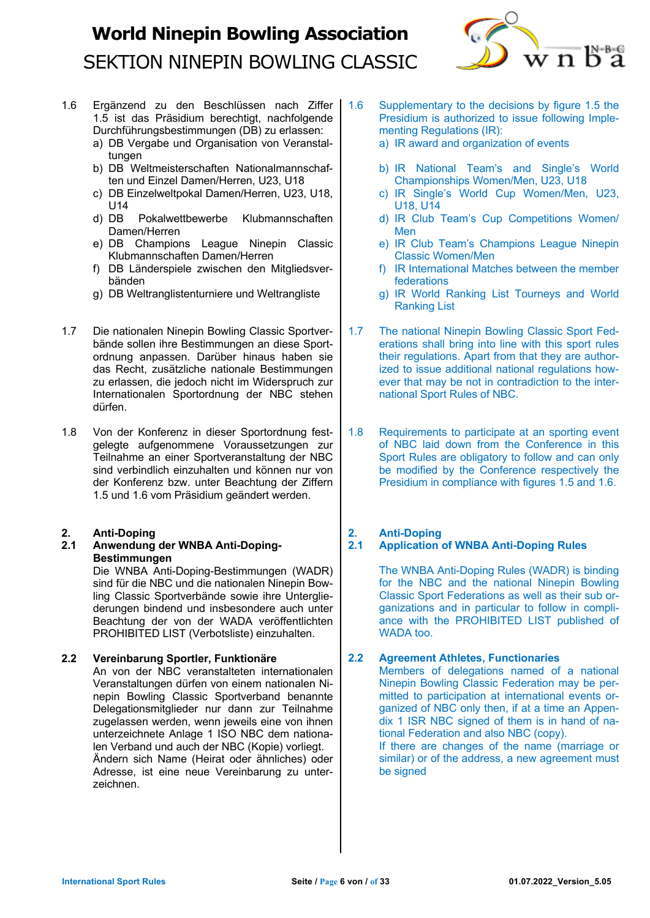1.6 Ergänzend zu den Beschlüssen nach Ziffer 1.5 ist das Präsidium berechtigt, nachfolgende Durchführungsbestimmungen (DB) zu erlassen:

a) DB Vergabe und Organisation von Veranstaltungen
b) DB Weltmeisterschaften Nationalmannschaften und Einzel Damen/Herren, U23, U18
c) DB Einzelweltpokal Damen/Herren, U23, U18, U14
d) DB Pokalwettbewerbe Klubmannschaften Damen/Herren
e) DB Champions League Ninepin Classic Klubmannschaften Damen/Herren
f) DB Länderspiele zwischen den Mitgliedsverbänden
g) DB Weltranglistenturniere und Weltrangliste

1.6 Supplementary to the decisions by figure 1.5 the Presidium is authorized to issue following Implementing Regulations (IR):

a) IR award and organization of events
b) IR National Team's and Single's World Championships Women/Men, U23, U18
c) IR Single's World Cup Women/Men, U23, U18, U14
d) IR Club Team's Cup Competitions Women/Men
e) IR Club Team's Champions League Ninepin Classic Women/Men
f) IR International Matches between the member federations
g) IR World Ranking List Tourneys and World Ranking List

1.7 Die nationalen Ninepin Bowling Classic Sportverbände sollen ihre Bestimmungen an diese Sportordnung anpassen. Darüber hinaus haben sie das Recht, zusätzliche nationale Bestimmungen zu erlassen, die jedoch nicht im Widerspruch zur Internationalen Sportordnung der NBC stehen dürfen.

1.7 The national Ninepin Bowling Classic Sport Federations shall bring into line with this sport rules their regulations. Apart from that they are authorized to issue additional national regulations however that may be not in contradiction to the international Sport Rules of NBC.

1.8 Von der Konferenz in dieser Sportordnung festgelegte aufgenommene Voraussetzungen zur Teilnahme an einer Sportveranstaltung der NBC sind verbindlich einzuhalten und können nur von der Konferenz bzw. unter Beachtung der Ziffern 1.5 und 1.6 vom Präsidium geändert werden.

1.8 Requirements to participate at an sporting event of NBC laid down from the Conference in this Sport Rules are obligatory to follow and can only be modified by the Conference respectively the Presidium in compliance with figures 1.5 and 1.6.

## 2. Anti-Doping

### 2.1 Anwendung der WNBA Anti-Doping-Bestimmungen

Die WNBA Anti-Doping-Bestimmungen (WADR) sind für die NBC und die nationalen Ninepin Bowling Classic Sportverbände sowie ihre Untergliederungen bindend und insbesondere auch unter Beachtung der von der WADA veröffentlichten PROHIBITED LIST (Verbotsliste) einzuhalten.

### 2.2 Vereinbarung Sportler, Funktionäre

An von der NBC veranstalteten internationalen Veranstaltungen dürfen von einem nationalen Ninepin Bowling Classic Sportverband benannte Delegationsmitglieder nur dann zur Teilnahme zugelassen werden, wenn jeweils eine von ihnen unterzeichnete Anlage 1 ISO NBC dem nationalen Verband und auch der NBC (Kopie) vorliegt.

Ändern sich Name (Heirat oder ähnliches) oder Adresse, ist eine neue Vereinbarung zu unterzeichnen.

## 2. Anti-Doping

### 2.1 Application of WNBA Anti-Doping Rules

The WNBA Anti-Doping Rules (WADR) is binding for the NBC and the national Ninepin Bowling Classic Sport Federations as well as their sub organizations and in particular to follow in compliance with the PROHIBITED LIST published of WADA too.

### 2.2 Agreement Athletes, Functionaries

Members of delegations named of a national Ninepin Bowling Classic Federation may be permitted to participation at international events organized of NBC only then, if at a time an Appendix 1 ISR NBC signed of them is in hand of national Federation and also NBC (copy).

If there are changes of the name (marriage or similar) or of the address, a new agreement must be signed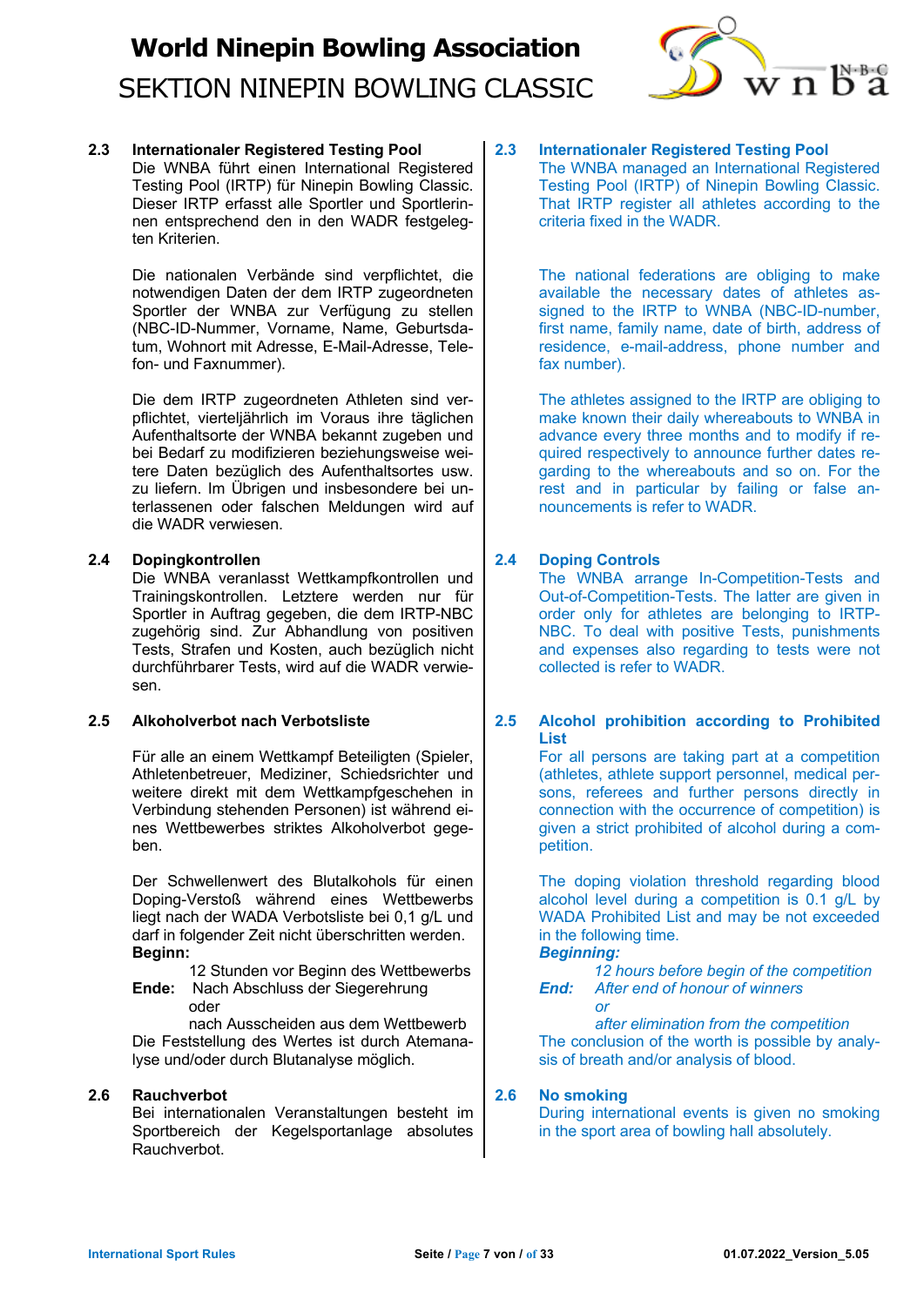### 2.3 Internationaler Registered Testing Pool

Die WNBA führt einen International Registered Testing Pool (IRTP) für Ninepin Bowling Classic. Dieser IRTP erfasst alle Sportler und Sportlerinnen entsprechend den in den WADR festgelegten Kriterien.

Die nationalen Verbände sind verpflichtet, die notwendigen Daten der dem IRTP zugeordneten Sportler der WNBA zur Verfügung zu stellen (NBC-ID-Nummer, Vorname, Name, Geburtsdatum, Wohnort mit Adresse, E-Mail-Adresse, Telefon- und Faxnummer).

Die dem IRTP zugeordneten Athleten sind verpflichtet, vierteljährlich im Voraus ihre täglichen Aufenthaltsorte der WNBA bekannt zugeben und bei Bedarf zu modifizieren beziehungsweise weitere Daten bezüglich des Aufenthaltsortes usw. zu liefern. Im Übrigen und insbesondere bei unterlassenen oder falschen Meldungen wird auf die WADR verwiesen.

### 2.4 Dopingkontrollen

Die WNBA veranlasst Wettkampfkontrollen und Trainingskontrollen. Letztere werden nur für Sportler in Auftrag gegeben, die dem IRTP-NBC zugehörig sind. Zur Abhandlung von positiven Tests, Strafen und Kosten, auch bezüglich nicht durchführbarer Tests, wird auf die WADR verwiesen.

### 2.5 Alkoholverbot nach Verbotsliste

Für alle an einem Wettkampf Beteiligten (Spieler, Athletenbetreuer, Mediziner, Schiedsrichter und weitere direkt mit dem Wettkampfgeschehen in Verbindung stehenden Personen) ist während eines Wettbewerbes striktes Alkoholverbot gegeben.

Der Schwellenwert des Blutalkohols für einen Doping-Verstoß während eines Wettbewerbs liegt nach der WADA Verbotsliste bei 0,1 g/L und darf in folgender Zeit nicht überschritten werden.

**Beginn:**
12 Stunden vor Beginn des Wettbewerbs

**Ende:** Nach Abschluss der Siegerehrung
oder
nach Ausscheiden aus dem Wettbewerb

Die Feststellung des Wertes ist durch Atemanalyse und/oder durch Blutanalyse möglich.

### 2.6 Rauchverbot

Bei internationalen Veranstaltungen besteht im Sportbereich der Kegelsportanlage absolutes Rauchverbot.

### 2.3 Internationaler Registered Testing Pool

The WNBA managed an International Registered Testing Pool (IRTP) of Ninepin Bowling Classic. That IRTP register all athletes according to the criteria fixed in the WADR.

The national federations are obliging to make available the necessary dates of athletes assigned to the IRTP to WNBA (NBC-ID-number, first name, family name, date of birth, address of residence, e-mail-address, phone number and fax number).

The athletes assigned to the IRTP are obliging to make known their daily whereabouts to WNBA in advance every three months and to modify if required respectively to announce further dates regarding to the whereabouts and so on. For the rest and in particular by failing or false announcements is refer to WADR.

### 2.4 Doping Controls

The WNBA arrange In-Competition-Tests and Out-of-Competition-Tests. The latter are given in order only for athletes are belonging to IRTP-NBC. To deal with positive Tests, punishments and expenses also regarding to tests were not collected is refer to WADR.

### 2.5 Alcohol prohibition according to Prohibited List

For all persons are taking part at a competition (athletes, athlete support personnel, medical persons, referees and further persons directly in connection with the occurrence of competition) is given a strict prohibited of alcohol during a competition.

The doping violation threshold regarding blood alcohol level during a competition is 0.1 g/L by WADA Prohibited List and may be not exceeded in the following time.

***Beginning:***
*12 hours before begin of the competition*

***End:*** *After end of honour of winners*
*or*
*after elimination from the competition*

The conclusion of the worth is possible by analysis of breath and/or analysis of blood.

### 2.6 No smoking

During international events is given no smoking in the sport area of bowling hall absolutely.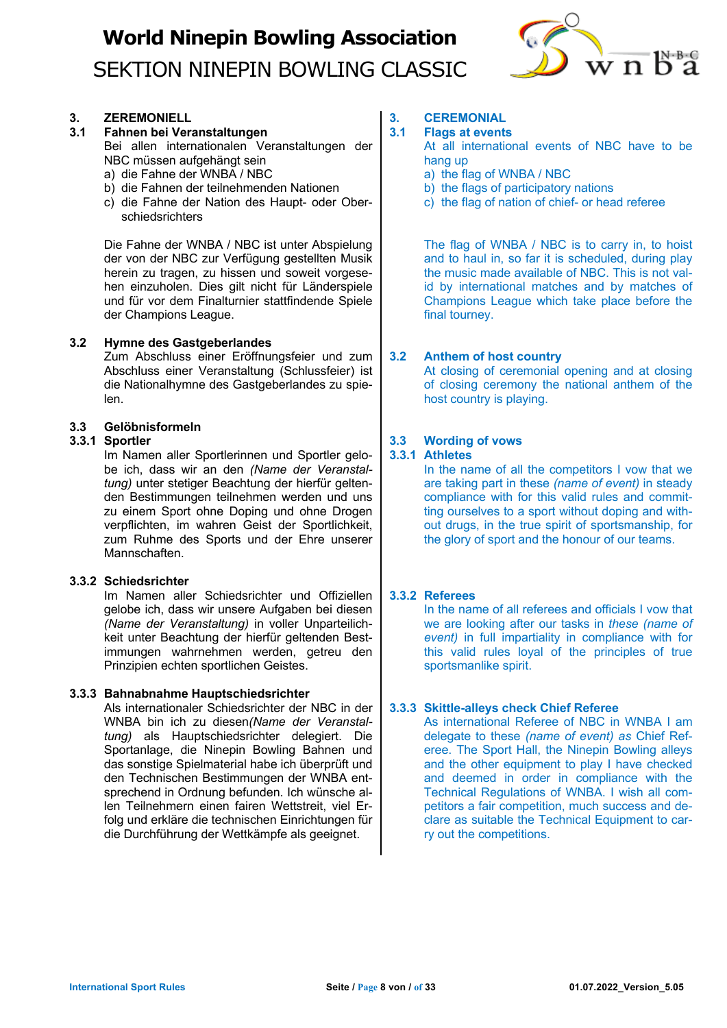## 3. ZEREMONIELL

### 3.1 Fahnen bei Veranstaltungen

Bei allen internationalen Veranstaltungen der NBC müssen aufgehängt sein

a) die Fahne der WNBA / NBC
b) die Fahnen der teilnehmenden Nationen
c) die Fahne der Nation des Haupt- oder Oberschiedsrichters

Die Fahne der WNBA / NBC ist unter Abspielung der von der NBC zur Verfügung gestellten Musik herein zu tragen, zu hissen und soweit vorgesehen einzuholen. Dies gilt nicht für Länderspiele und für vor dem Finalturnier stattfindende Spiele der Champions League.

### 3.2 Hymne des Gastgeberlandes

Zum Abschluss einer Eröffnungsfeier und zum Abschluss einer Veranstaltung (Schlussfeier) ist die Nationalhymne des Gastgeberlandes zu spielen.

### 3.3 Gelöbnisformeln

#### 3.3.1 Sportler

Im Namen aller Sportlerinnen und Sportler gelobe ich, dass wir an den *(Name der Veranstaltung)* unter stetiger Beachtung der hierfür geltenden Bestimmungen teilnehmen werden und uns zu einem Sport ohne Doping und ohne Drogen verpflichten, im wahren Geist der Sportlichkeit, zum Ruhme des Sports und der Ehre unserer Mannschaften.

#### 3.3.2 Schiedsrichter

Im Namen aller Schiedsrichter und Offiziellen gelobe ich, dass wir unsere Aufgaben bei diesen *(Name der Veranstaltung)* in voller Unparteilichkeit unter Beachtung der hierfür geltenden Bestimmungen wahrnehmen werden, getreu den Prinzipien echten sportlichen Geistes.

#### 3.3.3 Bahnabnahme Hauptschiedsrichter

Als internationaler Schiedsrichter der NBC in der WNBA bin ich zu diesen*(Name der Veranstaltung)* als Hauptschiedsrichter delegiert. Die Sportanlage, die Ninepin Bowling Bahnen und das sonstige Spielmaterial habe ich überprüft und den Technischen Bestimmungen der WNBA entsprechend in Ordnung befunden. Ich wünsche allen Teilnehmern einen fairen Wettstreit, viel Erfolg und erkläre die technischen Einrichtungen für die Durchführung der Wettkämpfe als geeignet.

## 3. CEREMONIAL

### 3.1 Flags at events

At all international events of NBC have to be hang up

a) the flag of WNBA / NBC
b) the flags of participatory nations
c) the flag of nation of chief- or head referee

The flag of WNBA / NBC is to carry in, to hoist and to haul in, so far it is scheduled, during play the music made available of NBC. This is not valid by international matches and by matches of Champions League which take place before the final tourney.

### 3.2 Anthem of host country

At closing of ceremonial opening and at closing of closing ceremony the national anthem of the host country is playing.

### 3.3 Wording of vows

#### 3.3.1 Athletes

In the name of all the competitors I vow that we are taking part in these *(name of event)* in steady compliance with for this valid rules and committing ourselves to a sport without doping and without drugs, in the true spirit of sportsmanship, for the glory of sport and the honour of our teams.

#### 3.3.2 Referees

In the name of all referees and officials I vow that we are looking after our tasks in *these (name of event)* in full impartiality in compliance with for this valid rules loyal of the principles of true sportsmanlike spirit.

#### 3.3.3 Skittle-alleys check Chief Referee

As international Referee of NBC in WNBA I am delegate to these *(name of event) as* Chief Referee. The Sport Hall, the Ninepin Bowling alleys and the other equipment to play I have checked and deemed in order in compliance with the Technical Regulations of WNBA. I wish all competitors a fair competition, much success and declare as suitable the Technical Equipment to carry out the competitions.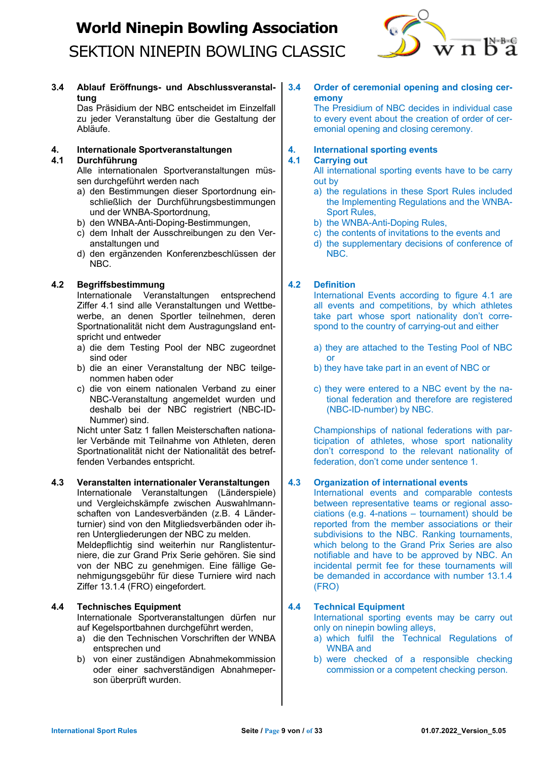### 3.4 Ablauf Eröffnungs- und Abschlussveranstaltung

Das Präsidium der NBC entscheidet im Einzelfall zu jeder Veranstaltung über die Gestaltung der Abläufe.

### 3.4 Order of ceremonial opening and closing ceremony

The Presidium of NBC decides in individual case to every event about the creation of order of ceremonial opening and closing ceremony.

## 4. Internationale Sportveranstaltungen

### 4.1 Durchführung

Alle internationalen Sportveranstaltungen müssen durchgeführt werden nach

a) den Bestimmungen dieser Sportordnung einschließlich der Durchführungsbestimmungen und der WNBA-Sportordnung,
b) den WNBA-Anti-Doping-Bestimmungen,
c) dem Inhalt der Ausschreibungen zu den Veranstaltungen und
d) den ergänzenden Konferenzbeschlüssen der NBC.

## 4. International sporting events

### 4.1 Carrying out

All international sporting events have to be carry out by

a) the regulations in these Sport Rules included the Implementing Regulations and the WNBA-Sport Rules,
b) the WNBA-Anti-Doping Rules,
c) the contents of invitations to the events and
d) the supplementary decisions of conference of NBC.

### 4.2 Begriffsbestimmung

Internationale Veranstaltungen entsprechend Ziffer 4.1 sind alle Veranstaltungen und Wettbewerbe, an denen Sportler teilnehmen, deren Sportnationalität nicht dem Austragungsland entspricht und entweder

a) die dem Testing Pool der NBC zugeordnet sind oder
b) die an einer Veranstaltung der NBC teilgenommen haben oder
c) die von einem nationalen Verband zu einer NBC-Veranstaltung angemeldet wurden und deshalb bei der NBC registriert (NBC-ID-Nummer) sind.

Nicht unter Satz 1 fallen Meisterschaften nationaler Verbände mit Teilnahme von Athleten, deren Sportnationalität nicht der Nationalität des betreffenden Verbandes entspricht.

### 4.2 Definition

International Events according to figure 4.1 are all events and competitions, by which athletes take part whose sport nationality don't correspond to the country of carrying-out and either

a) they are attached to the Testing Pool of NBC or
b) they have take part in an event of NBC or
c) they were entered to a NBC event by the national federation and therefore are registered (NBC-ID-number) by NBC.

Championships of national federations with participation of athletes, whose sport nationality don't correspond to the relevant nationality of federation, don't come under sentence 1.

### 4.3 Veranstalten internationaler Veranstaltungen

Internationale Veranstaltungen (Länderspiele) und Vergleichskämpfe zwischen Auswahlmannschaften von Landesverbänden (z.B. 4 Länderturnier) sind von den Mitgliedsverbänden oder ihren Untergliederungen der NBC zu melden.
Meldepflichtig sind weiterhin nur Ranglistenturniere, die zur Grand Prix Serie gehören. Sie sind von der NBC zu genehmigen. Eine fällige Genehmigungsgebühr für diese Turniere wird nach Ziffer 13.1.4 (FRO) eingefordert.

### 4.3 Organization of international events

International events and comparable contests between representative teams or regional associations (e.g. 4-nations – tournament) should be reported from the member associations or their subdivisions to the NBC. Ranking tournaments, which belong to the Grand Prix Series are also notifiable and have to be approved by NBC. An incidental permit fee for these tournaments will be demanded in accordance with number 13.1.4 (FRO)

### 4.4 Technisches Equipment

Internationale Sportveranstaltungen dürfen nur auf Kegelsportbahnen durchgeführt werden,

a) die den Technischen Vorschriften der WNBA entsprechen und
b) von einer zuständigen Abnahmekommission oder einer sachverständigen Abnahmeperson überprüft wurden.

### 4.4 Technical Equipment

International sporting events may be carry out only on ninepin bowling alleys,

a) which fulfil the Technical Regulations of WNBA and
b) were checked of a responsible checking commission or a competent checking person.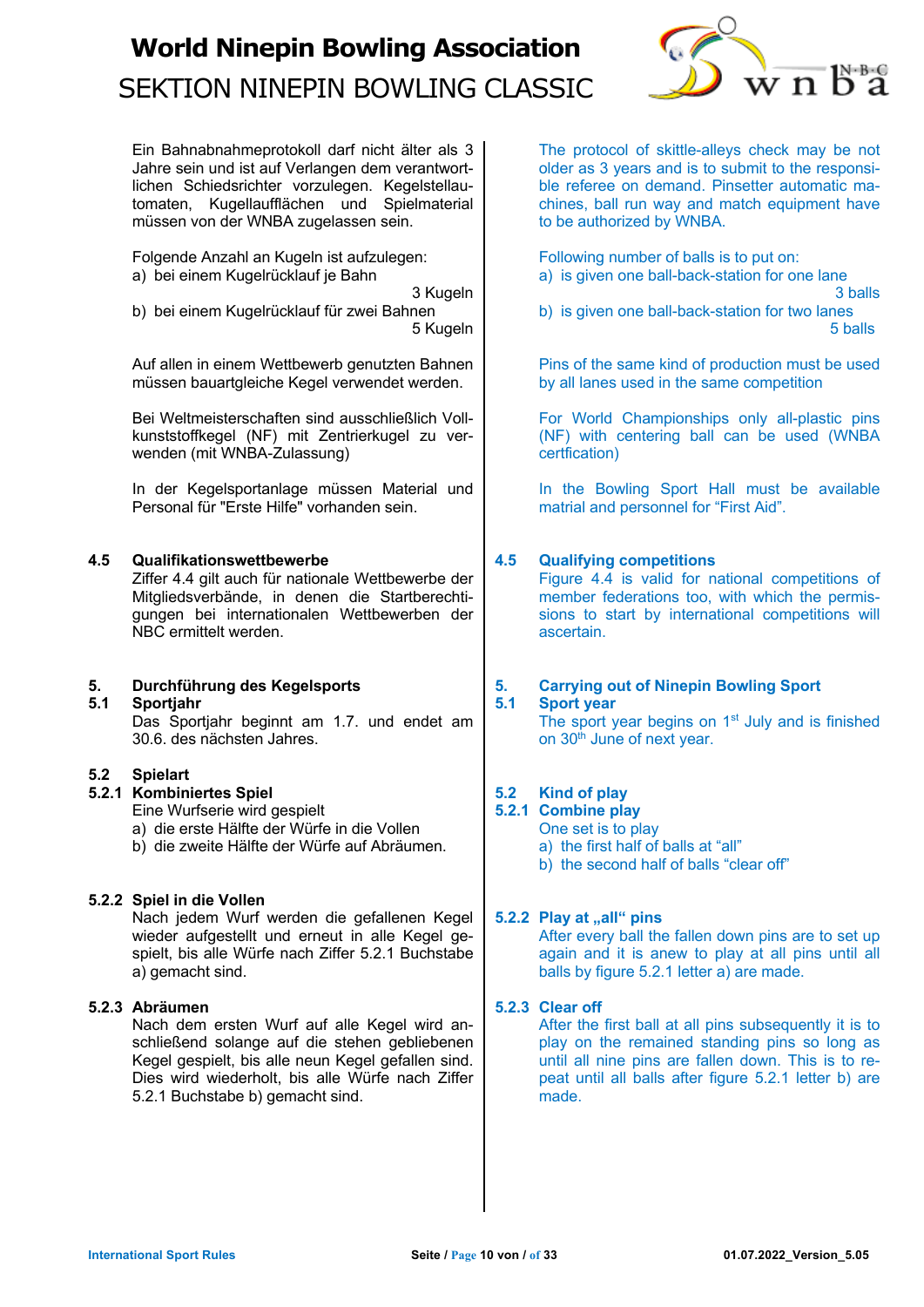Ein Bahnabnahmeprotokoll darf nicht älter als 3 Jahre sein und ist auf Verlangen dem verantwortlichen Schiedsrichter vorzulegen. Kegelstellautomaten, Kugellaufflächen und Spielmaterial müssen von der WNBA zugelassen sein.

Folgende Anzahl an Kugeln ist aufzulegen:

a) bei einem Kugelrücklauf je Bahn — 3 Kugeln
b) bei einem Kugelrücklauf für zwei Bahnen — 5 Kugeln

Auf allen in einem Wettbewerb genutzten Bahnen müssen bauartgleiche Kegel verwendet werden.

Bei Weltmeisterschaften sind ausschließlich Vollkunststoffkegel (NF) mit Zentrierkugel zu verwenden (mit WNBA-Zulassung)

In der Kegelsportanlage müssen Material und Personal für "Erste Hilfe" vorhanden sein.

### 4.5 Qualifikationswettbewerbe

Ziffer 4.4 gilt auch für nationale Wettbewerbe der Mitgliedsverbände, in denen die Startberechtigungen bei internationalen Wettbewerben der NBC ermittelt werden.

## 5. Durchführung des Kegelsports

### 5.1 Sportjahr

Das Sportjahr beginnt am 1.7. und endet am 30.6. des nächsten Jahres.

### 5.2 Spielart

#### 5.2.1 Kombiniertes Spiel

Eine Wurfserie wird gespielt

a) die erste Hälfte der Würfe in die Vollen
b) die zweite Hälfte der Würfe auf Abräumen.

#### 5.2.2 Spiel in die Vollen

Nach jedem Wurf werden die gefallenen Kegel wieder aufgestellt und erneut in alle Kegel gespielt, bis alle Würfe nach Ziffer 5.2.1 Buchstabe a) gemacht sind.

#### 5.2.3 Abräumen

Nach dem ersten Wurf auf alle Kegel wird anschließend solange auf die stehen gebliebenen Kegel gespielt, bis alle neun Kegel gefallen sind. Dies wird wiederholt, bis alle Würfe nach Ziffer 5.2.1 Buchstabe b) gemacht sind.

---

The protocol of skittle-alleys check may be not older as 3 years and is to submit to the responsible referee on demand. Pinsetter automatic machines, ball run way and match equipment have to be authorized by WNBA.

Following number of balls is to put on:

a) is given one ball-back-station for one lane — 3 balls
b) is given one ball-back-station for two lanes — 5 balls

Pins of the same kind of production must be used by all lanes used in the same competition

For World Championships only all-plastic pins (NF) with centering ball can be used (WNBA certfication)

In the Bowling Sport Hall must be available matrial and personnel for “First Aid”.

### 4.5 Qualifying competitions

Figure 4.4 is valid for national competitions of member federations too, with which the permissions to start by international competitions will ascertain.

## 5. Carrying out of Ninepin Bowling Sport

### 5.1 Sport year

The sport year begins on 1st July and is finished on 30th June of next year.

### 5.2 Kind of play

#### 5.2.1 Combine play

One set is to play

a) the first half of balls at “all”
b) the second half of balls “clear off”

#### 5.2.2 Play at „all“ pins

After every ball the fallen down pins are to set up again and it is anew to play at all pins until all balls by figure 5.2.1 letter a) are made.

#### 5.2.3 Clear off

After the first ball at all pins subsequently it is to play on the remained standing pins so long as until all nine pins are fallen down. This is to repeat until all balls after figure 5.2.1 letter b) are made.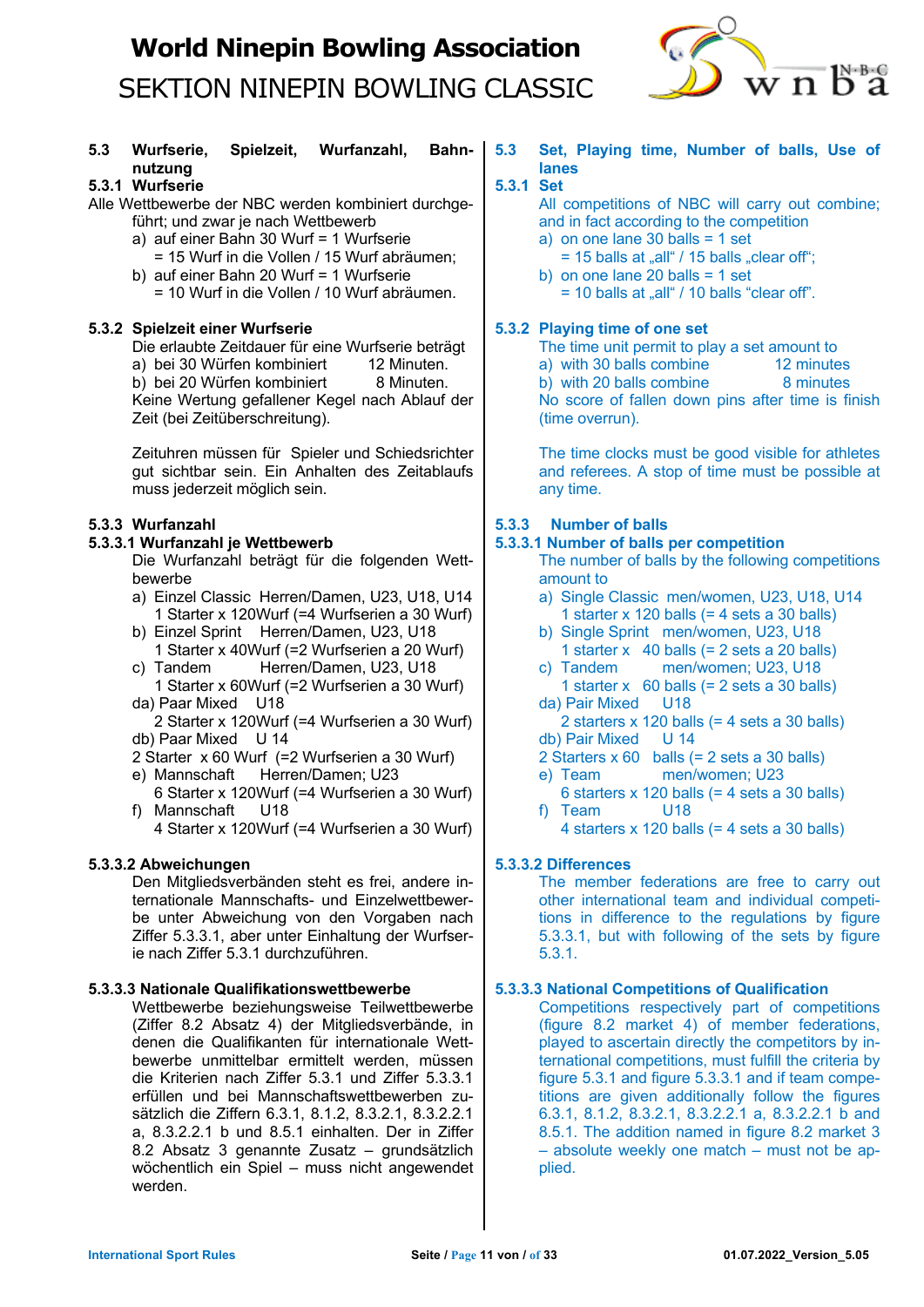# World Ninepin Bowling Association

SEKTION NINEPIN BOWLING CLASSIC

## 5.3 Wurfserie, Spielzeit, Wurfanzahl, Bahnnutzung

### 5.3.1 Wurfserie

Alle Wettbewerbe der NBC werden kombiniert durchgeführt; und zwar je nach Wettbewerb

a) auf einer Bahn 30 Wurf = 1 Wurfserie
   = 15 Wurf in die Vollen / 15 Wurf abräumen;
b) auf einer Bahn 20 Wurf = 1 Wurfserie
   = 10 Wurf in die Vollen / 10 Wurf abräumen.

### 5.3.2 Spielzeit einer Wurfserie

Die erlaubte Zeitdauer für eine Wurfserie beträgt

a) bei 30 Würfen kombiniert 12 Minuten.
b) bei 20 Würfen kombiniert 8 Minuten.

Keine Wertung gefallener Kegel nach Ablauf der Zeit (bei Zeitüberschreitung).

Zeituhren müssen für Spieler und Schiedsrichter gut sichtbar sein. Ein Anhalten des Zeitablaufs muss jederzeit möglich sein.

### 5.3.3 Wurfanzahl

#### 5.3.3.1 Wurfanzahl je Wettbewerb

Die Wurfanzahl beträgt für die folgenden Wettbewerbe

a) Einzel Classic Herren/Damen, U23, U18, U14
   1 Starter x 120Wurf (=4 Wurfserien a 30 Wurf)
b) Einzel Sprint Herren/Damen, U23, U18
   1 Starter x 40Wurf (=2 Wurfserien a 20 Wurf)
c) Tandem Herren/Damen, U23, U18
   1 Starter x 60Wurf (=2 Wurfserien a 30 Wurf)

da) Paar Mixed U18
   2 Starter x 120Wurf (=4 Wurfserien a 30 Wurf)

db) Paar Mixed U 14
   2 Starter x 60 Wurf (=2 Wurfserien a 30 Wurf)

e) Mannschaft Herren/Damen; U23
   6 Starter x 120Wurf (=4 Wurfserien a 30 Wurf)
f) Mannschaft U18
   4 Starter x 120Wurf (=4 Wurfserien a 30 Wurf)

#### 5.3.3.2 Abweichungen

Den Mitgliedsverbänden steht es frei, andere internationale Mannschafts- und Einzelwettbewerbe unter Abweichung von den Vorgaben nach Ziffer 5.3.3.1, aber unter Einhaltung der Wurfserie nach Ziffer 5.3.1 durchzuführen.

#### 5.3.3.3 Nationale Qualifikationswettbewerbe

Wettbewerbe beziehungsweise Teilwettbewerbe (Ziffer 8.2 Absatz 4) der Mitgliedsverbände, in denen die Qualifikanten für internationale Wettbewerbe unmittelbar ermittelt werden, müssen die Kriterien nach Ziffer 5.3.1 und Ziffer 5.3.3.1 erfüllen und bei Mannschaftswettbewerben zusätzlich die Ziffern 6.3.1, 8.1.2, 8.3.2.1, 8.3.2.2.1 a, 8.3.2.2.1 b und 8.5.1 einhalten. Der in Ziffer 8.2 Absatz 3 genannte Zusatz – grundsätzlich wöchentlich ein Spiel – muss nicht angewendet werden.

## 5.3 Set, Playing time, Number of balls, Use of lanes

### 5.3.1 Set

All competitions of NBC will carry out combine; and in fact according to the competition

a) on one lane 30 balls = 1 set
   = 15 balls at „all“ / 15 balls „clear off“;
b) on one lane 20 balls = 1 set
   = 10 balls at „all“ / 10 balls “clear off”.

### 5.3.2 Playing time of one set

The time unit permit to play a set amount to

a) with 30 balls combine 12 minutes
b) with 20 balls combine 8 minutes

No score of fallen down pins after time is finish (time overrun).

The time clocks must be good visible for athletes and referees. A stop of time must be possible at any time.

### 5.3.3 Number of balls

#### 5.3.3.1 Number of balls per competition

The number of balls by the following competitions amount to

a) Single Classic men/women, U23, U18, U14
   1 starter x 120 balls (= 4 sets a 30 balls)
b) Single Sprint men/women, U23, U18
   1 starter x 40 balls (= 2 sets a 20 balls)
c) Tandem men/women; U23, U18
   1 starter x 60 balls (= 2 sets a 30 balls)

da) Pair Mixed U18
   2 starters x 120 balls (= 4 sets a 30 balls)

db) Pair Mixed U 14
   2 Starters x 60 balls (= 2 sets a 30 balls)

e) Team men/women; U23
   6 starters x 120 balls (= 4 sets a 30 balls)
f) Team U18
   4 starters x 120 balls (= 4 sets a 30 balls)

#### 5.3.3.2 Differences

The member federations are free to carry out other international team and individual competitions in difference to the regulations by figure 5.3.3.1, but with following of the sets by figure 5.3.1.

#### 5.3.3.3 National Competitions of Qualification

Competitions respectively part of competitions (figure 8.2 market 4) of member federations, played to ascertain directly the competitors by international competitions, must fulfill the criteria by figure 5.3.1 and figure 5.3.3.1 and if team competitions are given additionally follow the figures 6.3.1, 8.1.2, 8.3.2.1, 8.3.2.2.1 a, 8.3.2.2.1 b and 8.5.1. The addition named in figure 8.2 market 3 – absolute weekly one match – must not be applied.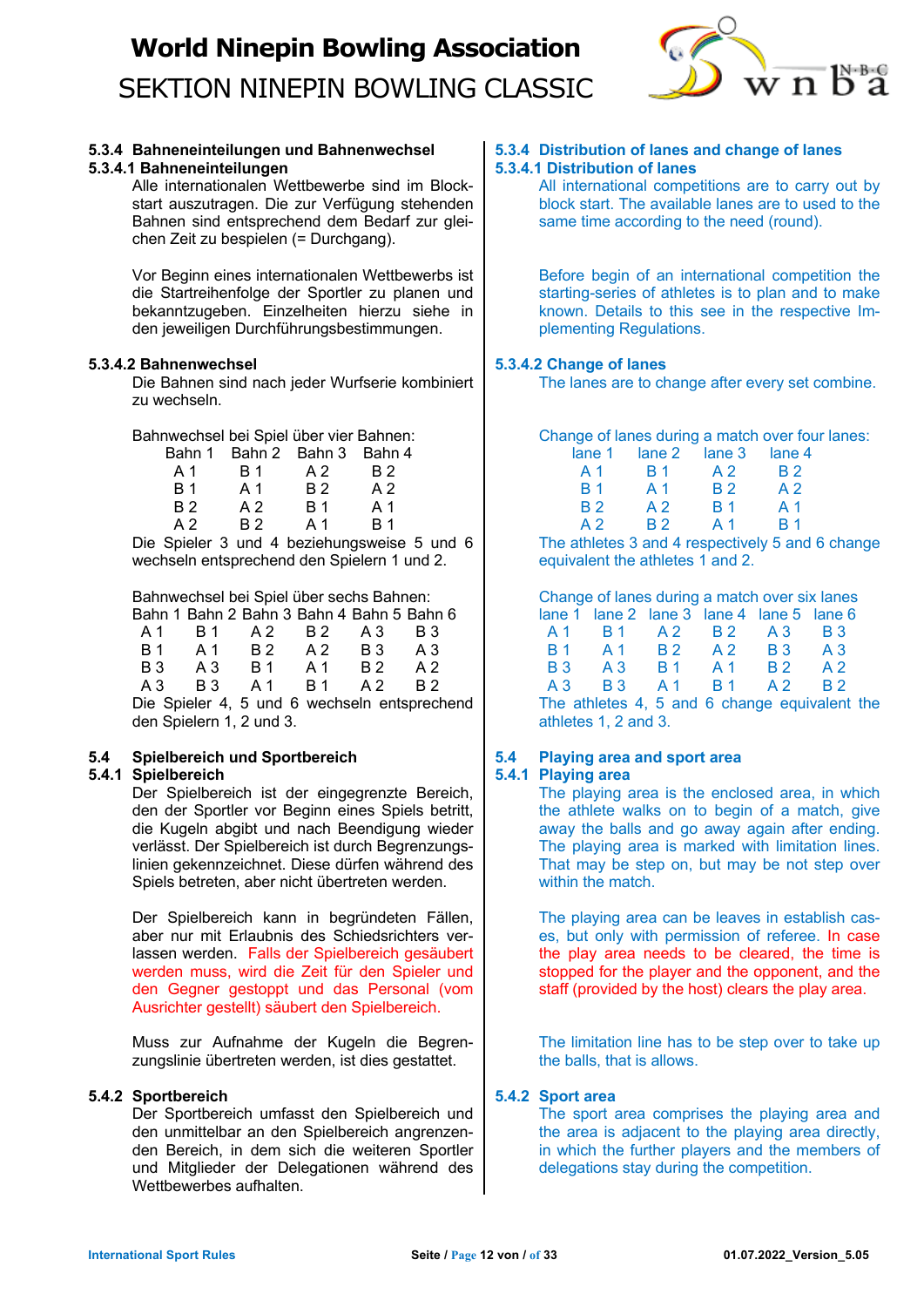#### 5.3.4 Bahneneinteilungen und Bahnenwechsel

#### 5.3.4.1 Bahneneinteilungen

Alle internationalen Wettbewerbe sind im Blockstart auszutragen. Die zur Verfügung stehenden Bahnen sind entsprechend dem Bedarf zur gleichen Zeit zu bespielen (= Durchgang).

Vor Beginn eines internationalen Wettbewerbs ist die Startreihenfolge der Sportler zu planen und bekanntzugeben. Einzelheiten hierzu siehe in den jeweiligen Durchführungsbestimmungen.

#### 5.3.4.2 Bahnenwechsel

Die Bahnen sind nach jeder Wurfserie kombiniert zu wechseln.

Bahnwechsel bei Spiel über vier Bahnen:

| Bahn 1 | Bahn 2 | Bahn 3 | Bahn 4 |
|---|---|---|---|
| A 1 | B 1 | A 2 | B 2 |
| B 1 | A 1 | B 2 | A 2 |
| B 2 | A 2 | B 1 | A 1 |
| A 2 | B 2 | A 1 | B 1 |

Die Spieler 3 und 4 beziehungsweise 5 und 6 wechseln entsprechend den Spielern 1 und 2.

Bahnwechsel bei Spiel über sechs Bahnen:

| Bahn 1 | Bahn 2 | Bahn 3 | Bahn 4 | Bahn 5 | Bahn 6 |
|---|---|---|---|---|---|
| A 1 | B 1 | A 2 | B 2 | A 3 | B 3 |
| B 1 | A 1 | B 2 | A 2 | B 3 | A 3 |
| B 3 | A 3 | B 1 | A 1 | B 2 | A 2 |
| A 3 | B 3 | A 1 | B 1 | A 2 | B 2 |

Die Spieler 4, 5 und 6 wechseln entsprechend den Spielern 1, 2 und 3.

### 5.4 Spielbereich und Sportbereich

#### 5.4.1 Spielbereich

Der Spielbereich ist der eingegrenzte Bereich, den der Sportler vor Beginn eines Spiels betritt, die Kugeln abgibt und nach Beendigung wieder verlässt. Der Spielbereich ist durch Begrenzungslinien gekennzeichnet. Diese dürfen während des Spiels betreten, aber nicht übertreten werden.

Der Spielbereich kann in begründeten Fällen, aber nur mit Erlaubnis des Schiedsrichters verlassen werden. Falls der Spielbereich gesäubert werden muss, wird die Zeit für den Spieler und den Gegner gestoppt und das Personal (vom Ausrichter gestellt) säubert den Spielbereich.

Muss zur Aufnahme der Kugeln die Begrenzungslinie übertreten werden, ist dies gestattet.

#### 5.4.2 Sportbereich

Der Sportbereich umfasst den Spielbereich und den unmittelbar an den Spielbereich angrenzenden Bereich, in dem sich die weiteren Sportler und Mitglieder der Delegationen während des Wettbewerbes aufhalten.

#### 5.3.4 Distribution of lanes and change of lanes

#### 5.3.4.1 Distribution of lanes

All international competitions are to carry out by block start. The available lanes are to used to the same time according to the need (round).

Before begin of an international competition the starting-series of athletes is to plan and to make known. Details to this see in the respective Implementing Regulations.

#### 5.3.4.2 Change of lanes

The lanes are to change after every set combine.

Change of lanes during a match over four lanes:

| lane 1 | lane 2 | lane 3 | lane 4 |
|---|---|---|---|
| A 1 | B 1 | A 2 | B 2 |
| B 1 | A 1 | B 2 | A 2 |
| B 2 | A 2 | B 1 | A 1 |
| A 2 | B 2 | A 1 | B 1 |

The athletes 3 and 4 respectively 5 and 6 change equivalent the athletes 1 and 2.

Change of lanes during a match over six lanes

| lane 1 | lane 2 | lane 3 | lane 4 | lane 5 | lane 6 |
|---|---|---|---|---|---|
| A 1 | B 1 | A 2 | B 2 | A 3 | B 3 |
| B 1 | A 1 | B 2 | A 2 | B 3 | A 3 |
| B 3 | A 3 | B 1 | A 1 | B 2 | A 2 |
| A 3 | B 3 | A 1 | B 1 | A 2 | B 2 |

The athletes 4, 5 and 6 change equivalent the athletes 1, 2 and 3.

### 5.4 Playing area and sport area

#### 5.4.1 Playing area

The playing area is the enclosed area, in which the athlete walks on to begin of a match, give away the balls and go away again after ending. The playing area is marked with limitation lines. That may be step on, but may be not step over within the match.

The playing area can be leaves in establish cases, but only with permission of referee. In case the play area needs to be cleared, the time is stopped for the player and the opponent, and the staff (provided by the host) clears the play area.

The limitation line has to be step over to take up the balls, that is allows.

#### 5.4.2 Sport area

The sport area comprises the playing area and the area is adjacent to the playing area directly, in which the further players and the members of delegations stay during the competition.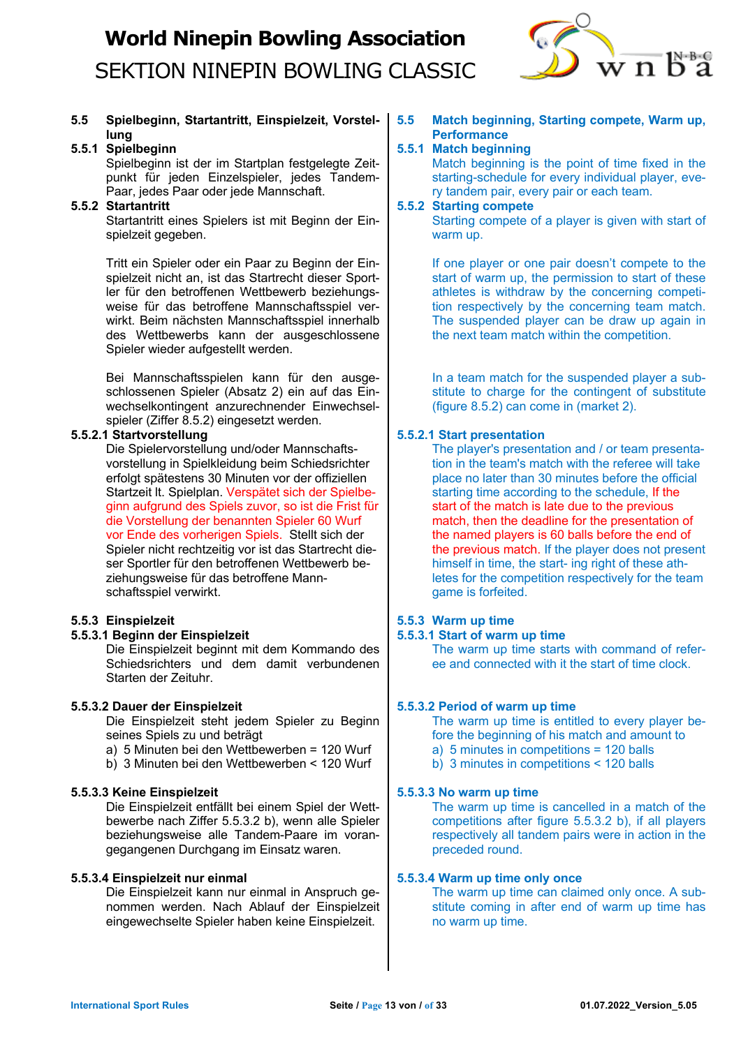### 5.5 Spielbeginn, Startantritt, Einspielzeit, Vorstellung

### 5.5.1 Spielbeginn

Spielbeginn ist der im Startplan festgelegte Zeitpunkt für jeden Einzelspieler, jedes Tandem-Paar, jedes Paar oder jede Mannschaft.

### 5.5.2 Startantritt

Startantritt eines Spielers ist mit Beginn der Einspielzeit gegeben.

Tritt ein Spieler oder ein Paar zu Beginn der Einspielzeit nicht an, ist das Startrecht dieser Sportler für den betroffenen Wettbewerb beziehungsweise für das betroffene Mannschaftsspiel verwirkt. Beim nächsten Mannschaftsspiel innerhalb des Wettbewerbs kann der ausgeschlossene Spieler wieder aufgestellt werden.

Bei Mannschaftsspielen kann für den ausgeschlossenen Spieler (Absatz 2) ein auf das Einwechselkontingent anzurechnender Einwechselspieler (Ziffer 8.5.2) eingesetzt werden.

### 5.5.2.1 Startvorstellung

Die Spielervorstellung und/oder Mannschaftsvorstellung in Spielkleidung beim Schiedsrichter erfolgt spätestens 30 Minuten vor der offiziellen Startzeit lt. Spielplan. Verspätet sich der Spielbeginn aufgrund des Spiels zuvor, so ist die Frist für die Vorstellung der benannten Spieler 60 Wurf vor Ende des vorherigen Spiels. Stellt sich der Spieler nicht rechtzeitig vor ist das Startrecht dieser Sportler für den betroffenen Wettbewerb beziehungsweise für das betroffene Mannschaftsspiel verwirkt.

### 5.5.3 Einspielzeit

### 5.5.3.1 Beginn der Einspielzeit

Die Einspielzeit beginnt mit dem Kommando des Schiedsrichters und dem damit verbundenen Starten der Zeituhr.

### 5.5.3.2 Dauer der Einspielzeit

Die Einspielzeit steht jedem Spieler zu Beginn seines Spiels zu und beträgt

a) 5 Minuten bei den Wettbewerben = 120 Wurf
b) 3 Minuten bei den Wettbewerben < 120 Wurf

### 5.5.3.3 Keine Einspielzeit

Die Einspielzeit entfällt bei einem Spiel der Wettbewerbe nach Ziffer 5.5.3.2 b), wenn alle Spieler beziehungsweise alle Tandem-Paare im vorangegangenen Durchgang im Einsatz waren.

### 5.5.3.4 Einspielzeit nur einmal

Die Einspielzeit kann nur einmal in Anspruch genommen werden. Nach Ablauf der Einspielzeit eingewechselte Spieler haben keine Einspielzeit.

### 5.5 Match beginning, Starting compete, Warm up, Performance

### 5.5.1 Match beginning

Match beginning is the point of time fixed in the starting-schedule for every individual player, every tandem pair, every pair or each team.

### 5.5.2 Starting compete

Starting compete of a player is given with start of warm up.

If one player or one pair doesn't compete to the start of warm up, the permission to start of these athletes is withdraw by the concerning competition respectively by the concerning team match. The suspended player can be draw up again in the next team match within the competition.

In a team match for the suspended player a substitute to charge for the contingent of substitute (figure 8.5.2) can come in (market 2).

### 5.5.2.1 Start presentation

The player's presentation and / or team presentation in the team's match with the referee will take place no later than 30 minutes before the official starting time according to the schedule, If the start of the match is late due to the previous match, then the deadline for the presentation of the named players is 60 balls before the end of the previous match. If the player does not present himself in time, the start- ing right of these athletes for the competition respectively for the team game is forfeited.

### 5.5.3 Warm up time

### 5.5.3.1 Start of warm up time

The warm up time starts with command of referee and connected with it the start of time clock.

### 5.5.3.2 Period of warm up time

The warm up time is entitled to every player before the beginning of his match and amount to

a) 5 minutes in competitions = 120 balls
b) 3 minutes in competitions < 120 balls

### 5.5.3.3 No warm up time

The warm up time is cancelled in a match of the competitions after figure 5.5.3.2 b), if all players respectively all tandem pairs were in action in the preceded round.

### 5.5.3.4 Warm up time only once

The warm up time can claimed only once. A substitute coming in after end of warm up time has no warm up time.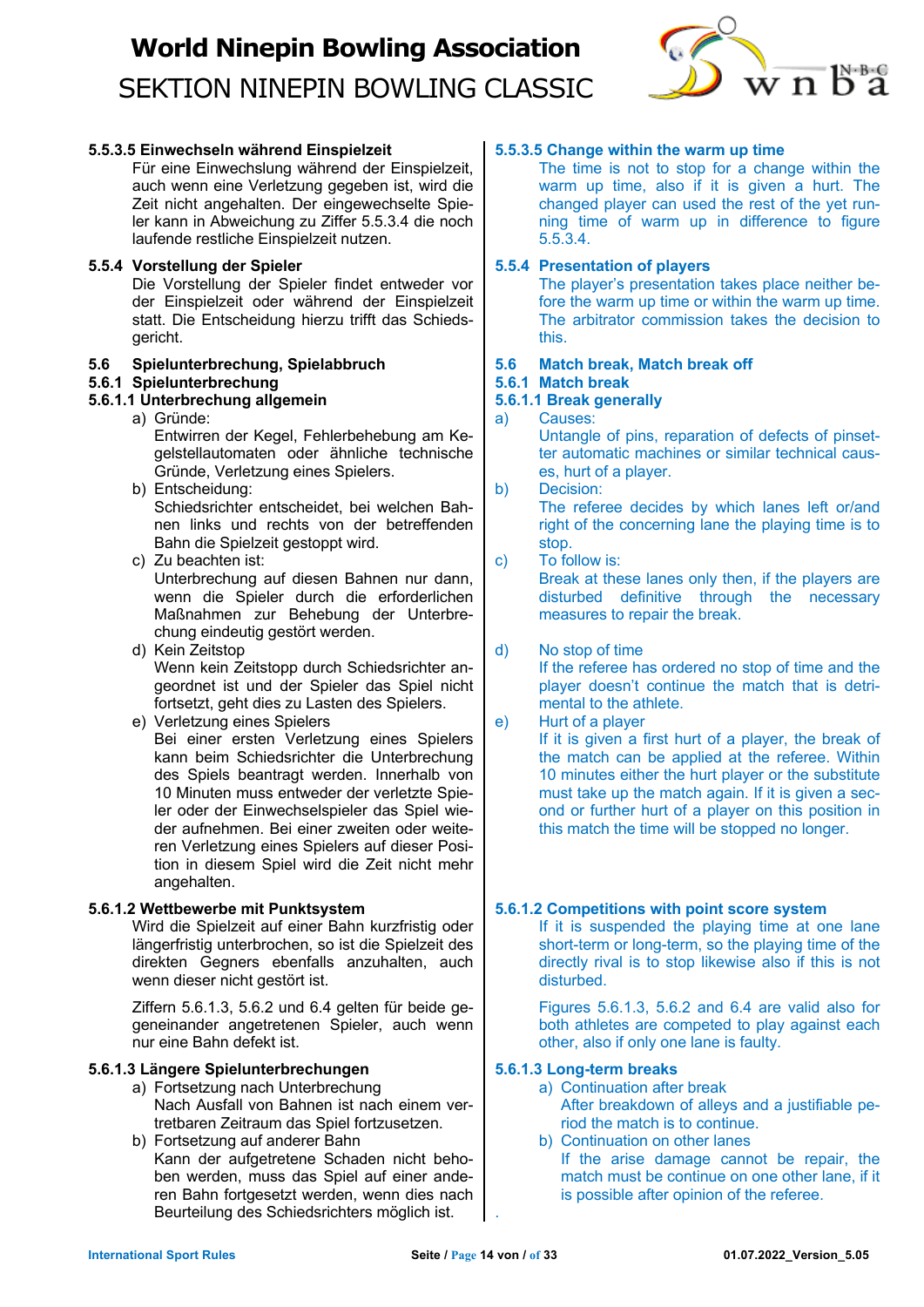#### 5.5.3.5 Einwechseln während Einspielzeit

Für eine Einwechslung während der Einspielzeit, auch wenn eine Verletzung gegeben ist, wird die Zeit nicht angehalten. Der eingewechselte Spieler kann in Abweichung zu Ziffer 5.5.3.4 die noch laufende restliche Einspielzeit nutzen.

#### 5.5.3.5 Change within the warm up time

The time is not to stop for a change within the warm up time, also if it is given a hurt. The changed player can used the rest of the yet running time of warm up in difference to figure 5.5.3.4.

### 5.5.4 Vorstellung der Spieler

Die Vorstellung der Spieler findet entweder vor der Einspielzeit oder während der Einspielzeit statt. Die Entscheidung hierzu trifft das Schiedsgericht.

### 5.5.4 Presentation of players

The player's presentation takes place neither before the warm up time or within the warm up time. The arbitrator commission takes the decision to this.

## 5.6 Spielunterbrechung, Spielabbruch

### 5.6.1 Spielunterbrechung

#### 5.6.1.1 Unterbrechung allgemein

a) Gründe:
Entwirren der Kegel, Fehlerbehebung am Kegelstellautomaten oder ähnliche technische Gründe, Verletzung eines Spielers.

b) Entscheidung:
Schiedsrichter entscheidet, bei welchen Bahnen links und rechts von der betreffenden Bahn die Spielzeit gestoppt wird.

c) Zu beachten ist:
Unterbrechung auf diesen Bahnen nur dann, wenn die Spieler durch die erforderlichen Maßnahmen zur Behebung der Unterbrechung eindeutig gestört werden.

d) Kein Zeitstop
Wenn kein Zeitstopp durch Schiedsrichter angeordnet ist und der Spieler das Spiel nicht fortsetzt, geht dies zu Lasten des Spielers.

e) Verletzung eines Spielers
Bei einer ersten Verletzung eines Spielers kann beim Schiedsrichter die Unterbrechung des Spiels beantragt werden. Innerhalb von 10 Minuten muss entweder der verletzte Spieler oder der Einwechselspieler das Spiel wieder aufnehmen. Bei einer zweiten oder weiteren Verletzung eines Spielers auf dieser Position in diesem Spiel wird die Zeit nicht mehr angehalten.

## 5.6 Match break, Match break off

### 5.6.1 Match break

#### 5.6.1.1 Break generally

a) Causes:
Untangle of pins, reparation of defects of pinsetter automatic machines or similar technical causes, hurt of a player.

b) Decision:
The referee decides by which lanes left or/and right of the concerning lane the playing time is to stop.

c) To follow is:
Break at these lanes only then, if the players are disturbed definitive through the necessary measures to repair the break.

d) No stop of time
If the referee has ordered no stop of time and the player doesn't continue the match that is detrimental to the athlete.

e) Hurt of a player
If it is given a first hurt of a player, the break of the match can be applied at the referee. Within 10 minutes either the hurt player or the substitute must take up the match again. If it is given a second or further hurt of a player on this position in this match the time will be stopped no longer.

#### 5.6.1.2 Wettbewerbe mit Punktsystem

Wird die Spielzeit auf einer Bahn kurzfristig oder längerfristig unterbrochen, so ist die Spielzeit des direkten Gegners ebenfalls anzuhalten, auch wenn dieser nicht gestört ist.

Ziffern 5.6.1.3, 5.6.2 und 6.4 gelten für beide gegeneinander angetretenen Spieler, auch wenn nur eine Bahn defekt ist.

#### 5.6.1.2 Competitions with point score system

If it is suspended the playing time at one lane short-term or long-term, so the playing time of the directly rival is to stop likewise also if this is not disturbed.

Figures 5.6.1.3, 5.6.2 and 6.4 are valid also for both athletes are competed to play against each other, also if only one lane is faulty.

#### 5.6.1.3 Längere Spielunterbrechungen

a) Fortsetzung nach Unterbrechung
Nach Ausfall von Bahnen ist nach einem vertretbaren Zeitraum das Spiel fortzusetzen.

b) Fortsetzung auf anderer Bahn
Kann der aufgetretene Schaden nicht behoben werden, muss das Spiel auf einer anderen Bahn fortgesetzt werden, wenn dies nach Beurteilung des Schiedsrichters möglich ist.

#### 5.6.1.3 Long-term breaks

a) Continuation after break
After breakdown of alleys and a justifiable period the match is to continue.

b) Continuation on other lanes
If the arise damage cannot be repair, the match must be continue on one other lane, if it is possible after opinion of the referee.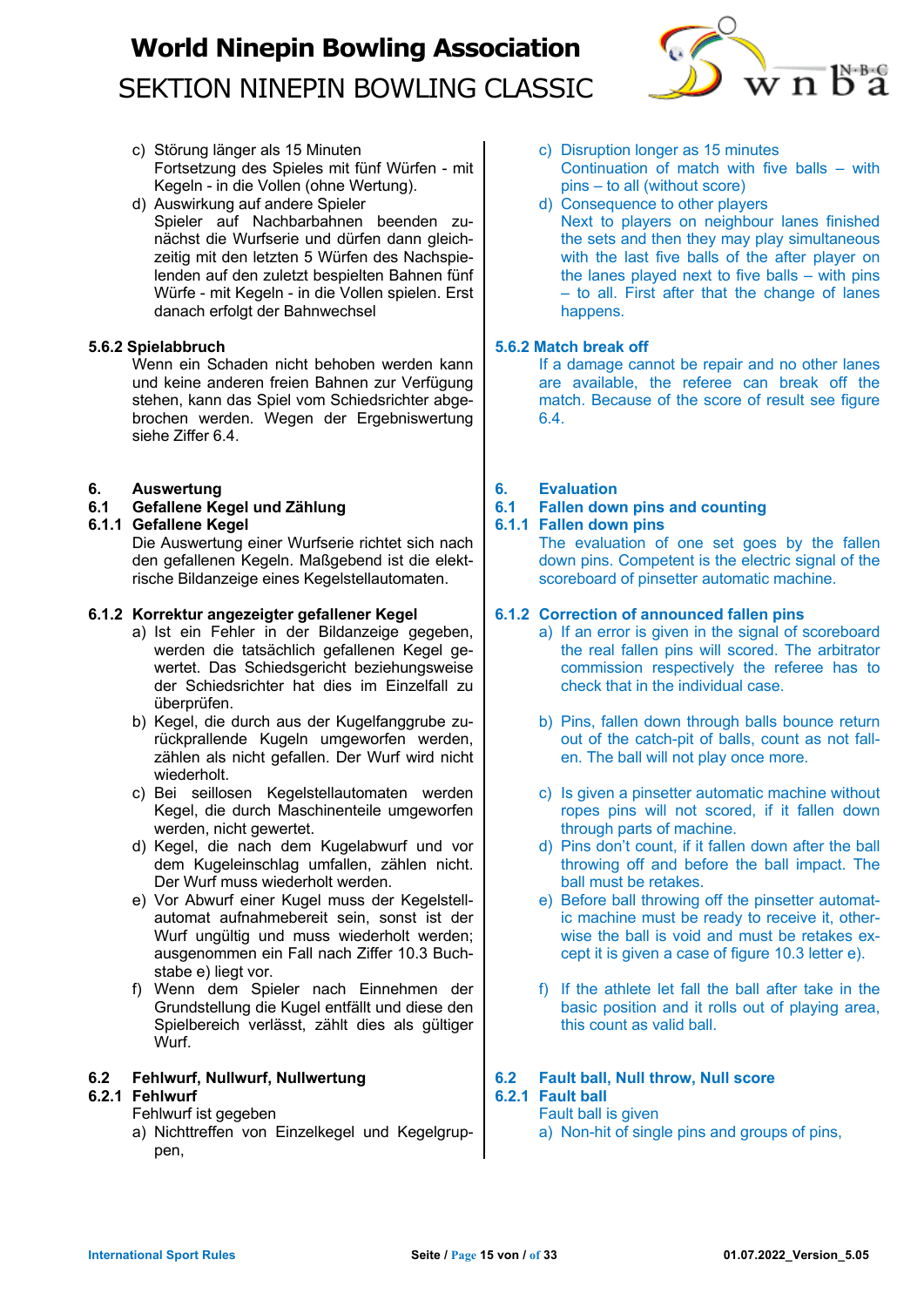c) Störung länger als 15 Minuten
Fortsetzung des Spieles mit fünf Würfen - mit Kegeln - in die Vollen (ohne Wertung).

d) Auswirkung auf andere Spieler
Spieler auf Nachbarbahnen beenden zunächst die Wurfserie und dürfen dann gleichzeitig mit den letzten 5 Würfen des Nachspielenden auf den zuletzt bespielten Bahnen fünf Würfe - mit Kegeln - in die Vollen spielen. Erst danach erfolgt der Bahnwechsel

### 5.6.2 Spielabbruch

Wenn ein Schaden nicht behoben werden kann und keine anderen freien Bahnen zur Verfügung stehen, kann das Spiel vom Schiedsrichter abgebrochen werden. Wegen der Ergebniswertung siehe Ziffer 6.4.

## 6. Auswertung

### 6.1 Gefallene Kegel und Zählung

### 6.1.1 Gefallene Kegel

Die Auswertung einer Wurfserie richtet sich nach den gefallenen Kegeln. Maßgebend ist die elektrische Bildanzeige eines Kegelstellautomaten.

### 6.1.2 Korrektur angezeigter gefallener Kegel

a) Ist ein Fehler in der Bildanzeige gegeben, werden die tatsächlich gefallenen Kegel gewertet. Das Schiedsgericht beziehungsweise der Schiedsrichter hat dies im Einzelfall zu überprüfen.

b) Kegel, die durch aus der Kugelfanggrube zurückprallende Kugeln umgeworfen werden, zählen als nicht gefallen. Der Wurf wird nicht wiederholt.

c) Bei seillosen Kegelstellautomaten werden Kegel, die durch Maschinenteile umgeworfen werden, nicht gewertet.

d) Kegel, die nach dem Kugelabwurf und vor dem Kugeleinschlag umfallen, zählen nicht. Der Wurf muss wiederholt werden.

e) Vor Abwurf einer Kugel muss der Kegelstellautomat aufnahmebereit sein, sonst ist der Wurf ungültig und muss wiederholt werden; ausgenommen ein Fall nach Ziffer 10.3 Buchstabe e) liegt vor.

f) Wenn dem Spieler nach Einnehmen der Grundstellung die Kugel entfällt und diese den Spielbereich verlässt, zählt dies als gültiger Wurf.

### 6.2 Fehlwurf, Nullwurf, Nullwertung

### 6.2.1 Fehlwurf

Fehlwurf ist gegeben

a) Nichttreffen von Einzelkegel und Kegelgruppen,

---

c) Disruption longer as 15 minutes
Continuation of match with five balls – with pins – to all (without score)

d) Consequence to other players
Next to players on neighbour lanes finished the sets and then they may play simultaneous with the last five balls of the after player on the lanes played next to five balls – with pins – to all. First after that the change of lanes happens.

### 5.6.2 Match break off

If a damage cannot be repair and no other lanes are available, the referee can break off the match. Because of the score of result see figure 6.4.

## 6. Evaluation

### 6.1 Fallen down pins and counting

### 6.1.1 Fallen down pins

The evaluation of one set goes by the fallen down pins. Competent is the electric signal of the scoreboard of pinsetter automatic machine.

### 6.1.2 Correction of announced fallen pins

a) If an error is given in the signal of scoreboard the real fallen pins will scored. The arbitrator commission respectively the referee has to check that in the individual case.

b) Pins, fallen down through balls bounce return out of the catch-pit of balls, count as not fallen. The ball will not play once more.

c) Is given a pinsetter automatic machine without ropes pins will not scored, if it fallen down through parts of machine.

d) Pins don't count, if it fallen down after the ball throwing off and before the ball impact. The ball must be retakes.

e) Before ball throwing off the pinsetter automatic machine must be ready to receive it, otherwise the ball is void and must be retakes except it is given a case of figure 10.3 letter e).

f) If the athlete let fall the ball after take in the basic position and it rolls out of playing area, this count as valid ball.

### 6.2 Fault ball, Null throw, Null score

### 6.2.1 Fault ball

Fault ball is given

a) Non-hit of single pins and groups of pins,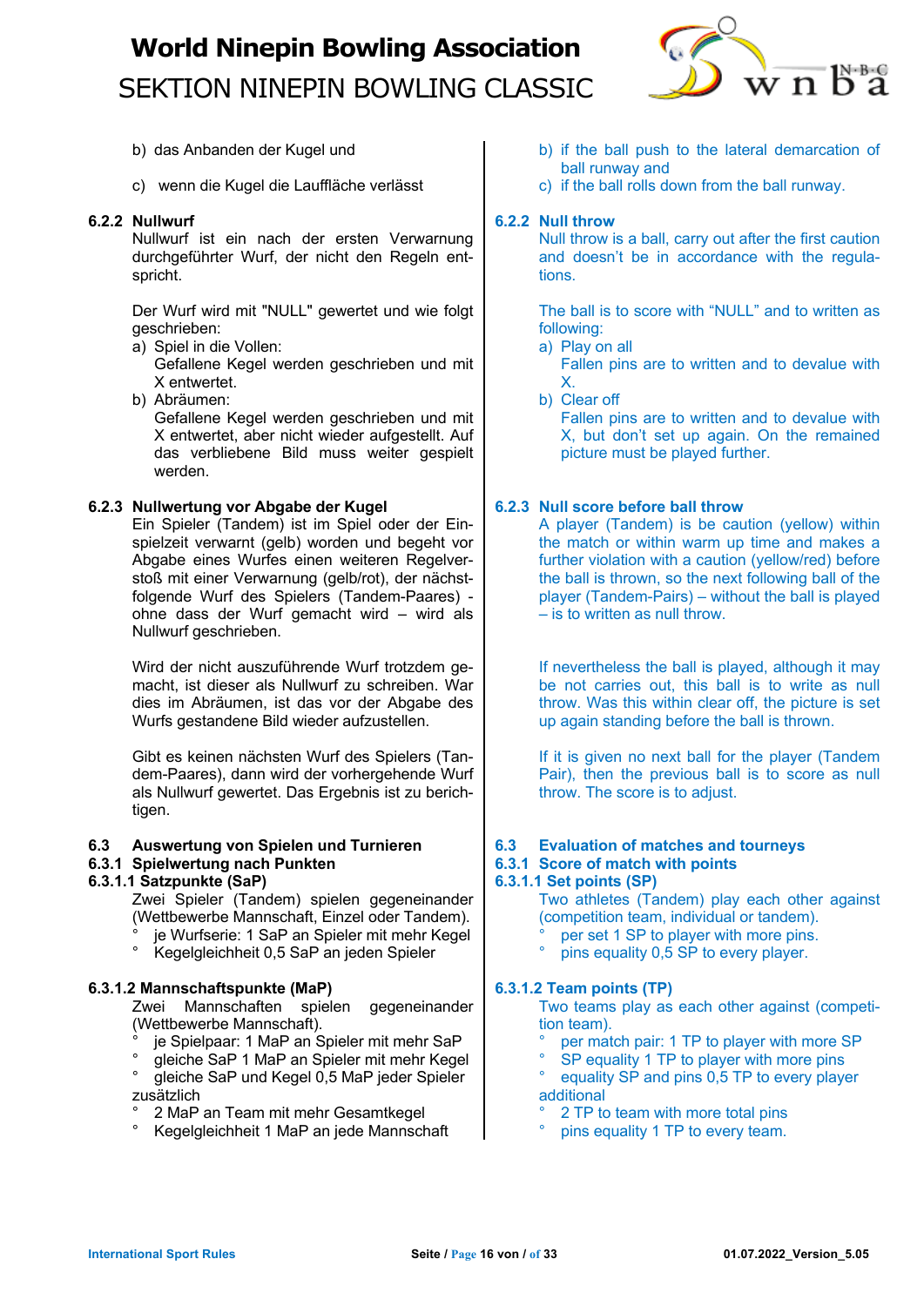b) das Anbanden der Kugel und

c) wenn die Kugel die Lauffläche verlässt

### 6.2.2 Nullwurf

Nullwurf ist ein nach der ersten Verwarnung durchgeführter Wurf, der nicht den Regeln entspricht.

Der Wurf wird mit "NULL" gewertet und wie folgt geschrieben:

a) Spiel in die Vollen:
   Gefallene Kegel werden geschrieben und mit X entwertet.
b) Abräumen:
   Gefallene Kegel werden geschrieben und mit X entwertet, aber nicht wieder aufgestellt. Auf das verbliebene Bild muss weiter gespielt werden.

### 6.2.3 Nullwertung vor Abgabe der Kugel

Ein Spieler (Tandem) ist im Spiel oder der Einspielzeit verwarnt (gelb) worden und begeht vor Abgabe eines Wurfes einen weiteren Regelverstoß mit einer Verwarnung (gelb/rot), der nächstfolgende Wurf des Spielers (Tandem-Paares) - ohne dass der Wurf gemacht wird – wird als Nullwurf geschrieben.

Wird der nicht auszuführende Wurf trotzdem gemacht, ist dieser als Nullwurf zu schreiben. War dies im Abräumen, ist das vor der Abgabe des Wurfs gestandene Bild wieder aufzustellen.

Gibt es keinen nächsten Wurf des Spielers (Tandem-Paares), dann wird der vorhergehende Wurf als Nullwurf gewertet. Das Ergebnis ist zu berichtigen.

## 6.3 Auswertung von Spielen und Turnieren

### 6.3.1 Spielwertung nach Punkten

#### 6.3.1.1 Satzpunkte (SaP)

Zwei Spieler (Tandem) spielen gegeneinander (Wettbewerbe Mannschaft, Einzel oder Tandem).

- je Wurfserie: 1 SaP an Spieler mit mehr Kegel
- Kegelgleichheit 0,5 SaP an jeden Spieler

#### 6.3.1.2 Mannschaftspunkte (MaP)

Zwei Mannschaften spielen gegeneinander (Wettbewerbe Mannschaft).

- je Spielpaar: 1 MaP an Spieler mit mehr SaP
- gleiche SaP 1 MaP an Spieler mit mehr Kegel
- gleiche SaP und Kegel 0,5 MaP jeder Spieler

zusätzlich

- 2 MaP an Team mit mehr Gesamtkegel
- Kegelgleichheit 1 MaP an jede Mannschaft

---

b) if the ball push to the lateral demarcation of ball runway and
c) if the ball rolls down from the ball runway.

### 6.2.2 Null throw

Null throw is a ball, carry out after the first caution and doesn't be in accordance with the regulations.

The ball is to score with “NULL” and to written as following:

a) Play on all
   Fallen pins are to written and to devalue with X.
b) Clear off
   Fallen pins are to written and to devalue with X, but don’t set up again. On the remained picture must be played further.

### 6.2.3 Null score before ball throw

A player (Tandem) is be caution (yellow) within the match or within warm up time and makes a further violation with a caution (yellow/red) before the ball is thrown, so the next following ball of the player (Tandem-Pairs) – without the ball is played – is to written as null throw.

If nevertheless the ball is played, although it may be not carries out, this ball is to write as null throw. Was this within clear off, the picture is set up again standing before the ball is thrown.

If it is given no next ball for the player (Tandem Pair), then the previous ball is to score as null throw. The score is to adjust.

## 6.3 Evaluation of matches and tourneys

### 6.3.1 Score of match with points

#### 6.3.1.1 Set points (SP)

Two athletes (Tandem) play each other against (competition team, individual or tandem).

- per set 1 SP to player with more pins.
- pins equality 0,5 SP to every player.

#### 6.3.1.2 Team points (TP)

Two teams play as each other against (competition team).

- per match pair: 1 TP to player with more SP
- SP equality 1 TP to player with more pins
- equality SP and pins 0,5 TP to every player

additional

- 2 TP to team with more total pins
- pins equality 1 TP to every team.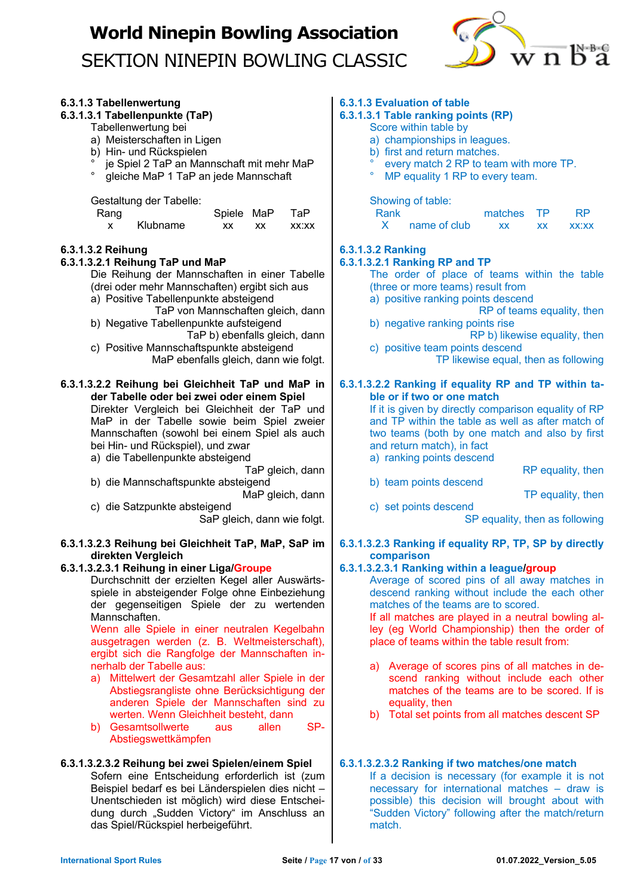# World Ninepin Bowling Association
SEKTION NINEPIN BOWLING CLASSIC

**6.3.1.3 Tabellenwertung**
**6.3.1.3.1 Tabellenpunkte (TaP)**

Tabellenwertung bei
a) Meisterschaften in Ligen
b) Hin- und Rückspielen
° je Spiel 2 TaP an Mannschaft mit mehr MaP
° gleiche MaP 1 TaP an jede Mannschaft

Gestaltung der Tabelle:

| Rang | | Spiele | MaP | TaP |
|---|---|---|---|---|
| x | Klubname | xx | xx | xx:xx |

**6.3.1.3.2 Reihung**
**6.3.1.3.2.1 Reihung TaP und MaP**

Die Reihung der Mannschaften in einer Tabelle (drei oder mehr Mannschaften) ergibt sich aus
a) Positive Tabellenpunkte absteigend
TaP von Mannschaften gleich, dann
b) Negative Tabellenpunkte aufsteigend
TaP b) ebenfalls gleich, dann
c) Positive Mannschaftspunkte absteigend
MaP ebenfalls gleich, dann wie folgt.

**6.3.1.3.2.2 Reihung bei Gleichheit TaP und MaP in der Tabelle oder bei zwei oder einem Spiel**

Direkter Vergleich bei Gleichheit der TaP und MaP in der Tabelle sowie beim Spiel zweier Mannschaften (sowohl bei einem Spiel als auch bei Hin- und Rückspiel), und zwar
a) die Tabellenpunkte absteigend
TaP gleich, dann
b) die Mannschaftspunkte absteigend
MaP gleich, dann
c) die Satzpunkte absteigend
SaP gleich, dann wie folgt.

**6.3.1.3.2.3 Reihung bei Gleichheit TaP, MaP, SaP im direkten Vergleich**
**6.3.1.3.2.3.1 Reihung in einer Liga/Groupe**

Durchschnitt der erzielten Kegel aller Auswärtsspiele in absteigender Folge ohne Einbeziehung der gegenseitigen Spiele der zu wertenden Mannschaften.
Wenn alle Spiele in einer neutralen Kegelbahn ausgetragen werden (z. B. Weltmeisterschaft), ergibt sich die Rangfolge der Mannschaften innerhalb der Tabelle aus:
a) Mittelwert der Gesamtzahl aller Spiele in der Abstiegsrangliste ohne Berücksichtigung der anderen Spiele der Mannschaften sind zu werten. Wenn Gleichheit besteht, dann
b) Gesamtsollwerte aus allen SP-Abstiegswettkämpfen

**6.3.1.3.2.3.2 Reihung bei zwei Spielen/einem Spiel**

Sofern eine Entscheidung erforderlich ist (zum Beispiel bedarf es bei Länderspielen dies nicht – Unentschieden ist möglich) wird diese Entscheidung durch „Sudden Victory“ im Anschluss an das Spiel/Rückspiel herbeigeführt.

**6.3.1.3 Evaluation of table**
**6.3.1.3.1 Table ranking points (RP)**

Score within table by
a) championships in leagues.
b) first and return matches.
° every match 2 RP to team with more TP.
° MP equality 1 RP to every team.

Showing of table:

| Rank | | matches | TP | RP |
|---|---|---|---|---|
| X | name of club | xx | xx | xx:xx |

**6.3.1.3.2 Ranking**
**6.3.1.3.2.1 Ranking RP and TP**

The order of place of teams within the table (three or more teams) result from
a) positive ranking points descend
RP of teams equality, then
b) negative ranking points rise
RP b) likewise equality, then
c) positive team points descend
TP likewise equal, then as following

**6.3.1.3.2.2 Ranking if equality RP and TP within table or if two or one match**

If it is given by directly comparison equality of RP and TP within the table as well as after match of two teams (both by one match and also by first and return match), in fact
a) ranking points descend
RP equality, then
b) team points descend
TP equality, then
c) set points descend
SP equality, then as following

**6.3.1.3.2.3 Ranking if equality RP, TP, SP by directly comparison**
**6.3.1.3.2.3.1 Ranking within a league/group**

Average of scored pins of all away matches in descend ranking without include the each other matches of the teams are to scored.
If all matches are played in a neutral bowling alley (eg World Championship) then the order of place of teams within the table result from:

a) Average of scores pins of all matches in descend ranking without include each other matches of the teams are to be scored. If is equality, then
b) Total set points from all matches descent SP

**6.3.1.3.2.3.2 Ranking if two matches/one match**

If a decision is necessary (for example it is not necessary for international matches – draw is possible) this decision will brought about with “Sudden Victory” following after the match/return match.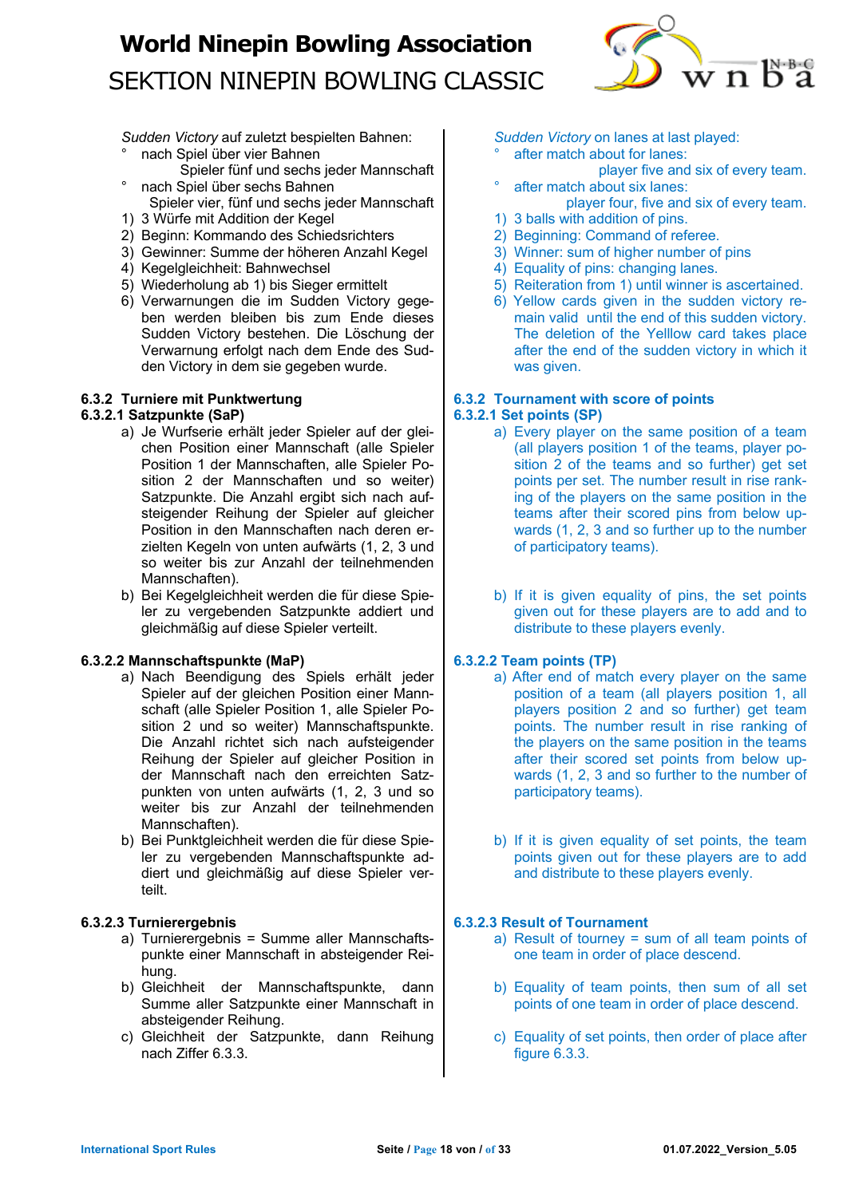*Sudden Victory* auf zuletzt bespielten Bahnen:

- nach Spiel über vier Bahnen
  Spieler fünf und sechs jeder Mannschaft
- nach Spiel über sechs Bahnen
  Spieler vier, fünf und sechs jeder Mannschaft

1) 3 Würfe mit Addition der Kegel
2) Beginn: Kommando des Schiedsrichters
3) Gewinner: Summe der höheren Anzahl Kegel
4) Kegelgleichheit: Bahnwechsel
5) Wiederholung ab 1) bis Sieger ermittelt
6) Verwarnungen die im Sudden Victory gegeben werden bleiben bis zum Ende dieses Sudden Victory bestehen. Die Löschung der Verwarnung erfolgt nach dem Ende des Sudden Victory in dem sie gegeben wurde.

### 6.3.2 Turniere mit Punktwertung

#### 6.3.2.1 Satzpunkte (SaP)

a) Je Wurfserie erhält jeder Spieler auf der gleichen Position einer Mannschaft (alle Spieler Position 1 der Mannschaften, alle Spieler Position 2 der Mannschaften und so weiter) Satzpunkte. Die Anzahl ergibt sich nach aufsteigender Reihung der Spieler auf gleicher Position in den Mannschaften nach deren erzielten Kegeln von unten aufwärts (1, 2, 3 und so weiter bis zur Anzahl der teilnehmenden Mannschaften).
b) Bei Kegelgleichheit werden die für diese Spieler zu vergebenden Satzpunkte addiert und gleichmäßig auf diese Spieler verteilt.

#### 6.3.2.2 Mannschaftspunkte (MaP)

a) Nach Beendigung des Spiels erhält jeder Spieler auf der gleichen Position einer Mannschaft (alle Spieler Position 1, alle Spieler Position 2 und so weiter) Mannschaftspunkte. Die Anzahl richtet sich nach aufsteigender Reihung der Spieler auf gleicher Position in der Mannschaft nach den erreichten Satzpunkten von unten aufwärts (1, 2, 3 und so weiter bis zur Anzahl der teilnehmenden Mannschaften).
b) Bei Punktgleichheit werden die für diese Spieler zu vergebenden Mannschaftspunkte addiert und gleichmäßig auf diese Spieler verteilt.

#### 6.3.2.3 Turnierergebnis

a) Turnierergebnis = Summe aller Mannschaftspunkte einer Mannschaft in absteigender Reihung.
b) Gleichheit der Mannschaftspunkte, dann Summe aller Satzpunkte einer Mannschaft in absteigender Reihung.
c) Gleichheit der Satzpunkte, dann Reihung nach Ziffer 6.3.3.

---

*Sudden Victory* on lanes at last played:

- after match about for lanes:
  player five and six of every team.
- after match about six lanes:
  player four, five and six of every team.

1) 3 balls with addition of pins.
2) Beginning: Command of referee.
3) Winner: sum of higher number of pins
4) Equality of pins: changing lanes.
5) Reiteration from 1) until winner is ascertained.
6) Yellow cards given in the sudden victory remain valid until the end of this sudden victory. The deletion of the Yelllow card takes place after the end of the sudden victory in which it was given.

### 6.3.2 Tournament with score of points

#### 6.3.2.1 Set points (SP)

a) Every player on the same position of a team (all players position 1 of the teams, player position 2 of the teams and so further) get set points per set. The number result in rise ranking of the players on the same position in the teams after their scored pins from below upwards (1, 2, 3 and so further up to the number of participatory teams).
b) If it is given equality of pins, the set points given out for these players are to add and to distribute to these players evenly.

#### 6.3.2.2 Team points (TP)

a) After end of match every player on the same position of a team (all players position 1, all players position 2 and so further) get team points. The number result in rise ranking of the players on the same position in the teams after their scored set points from below upwards (1, 2, 3 and so further to the number of participatory teams).
b) If it is given equality of set points, the team points given out for these players are to add and distribute to these players evenly.

#### 6.3.2.3 Result of Tournament

a) Result of tourney = sum of all team points of one team in order of place descend.
b) Equality of team points, then sum of all set points of one team in order of place descend.
c) Equality of set points, then order of place after figure 6.3.3.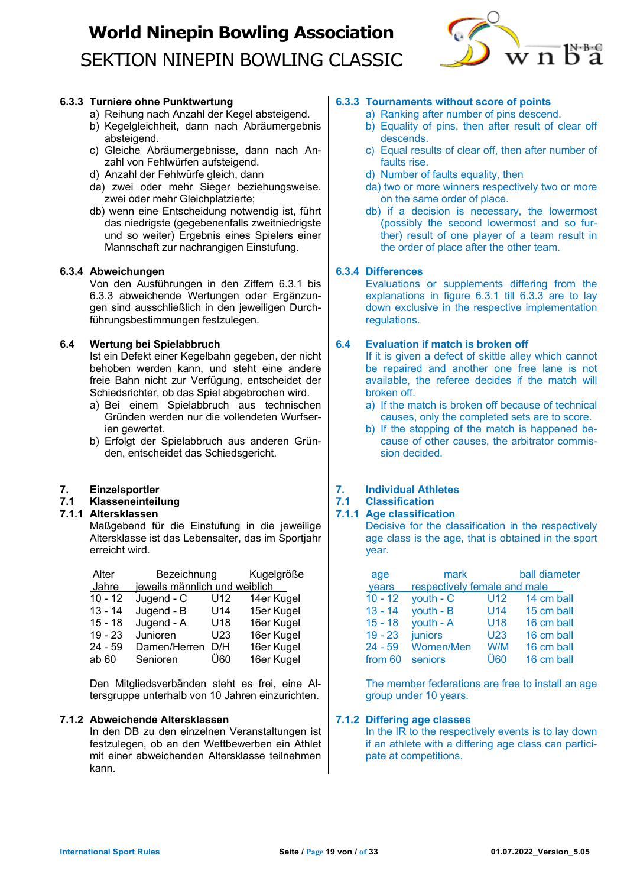### 6.3.3 Turniere ohne Punktwertung

a) Reihung nach Anzahl der Kegel absteigend.
b) Kegelgleichheit, dann nach Abräumergebnis absteigend.
c) Gleiche Abräumergebnisse, dann nach Anzahl von Fehlwürfen aufsteigend.
d) Anzahl der Fehlwürfe gleich, dann
da) zwei oder mehr Sieger beziehungsweise. zwei oder mehr Gleichplatzierte;
db) wenn eine Entscheidung notwendig ist, führt das niedrigste (gegebenenfalls zweitniedrigste und so weiter) Ergebnis eines Spielers einer Mannschaft zur nachrangigen Einstufung.

### 6.3.3 Tournaments without score of points

a) Ranking after number of pins descend.
b) Equality of pins, then after result of clear off descends.
c) Equal results of clear off, then after number of faults rise.
d) Number of faults equality, then
da) two or more winners respectively two or more on the same order of place.
db) if a decision is necessary, the lowermost (possibly the second lowermost and so further) result of one player of a team result in the order of place after the other team.

### 6.3.4 Abweichungen

Von den Ausführungen in den Ziffern 6.3.1 bis 6.3.3 abweichende Wertungen oder Ergänzungen sind ausschließlich in den jeweiligen Durchführungsbestimmungen festzulegen.

### 6.3.4 Differences

Evaluations or supplements differing from the explanations in figure 6.3.1 till 6.3.3 are to lay down exclusive in the respective implementation regulations.

## 6.4 Wertung bei Spielabbruch

Ist ein Defekt einer Kegelbahn gegeben, der nicht behoben werden kann, und steht keine andere freie Bahn nicht zur Verfügung, entscheidet der Schiedsrichter, ob das Spiel abgebrochen wird.

a) Bei einem Spielabbruch aus technischen Gründen werden nur die vollendeten Wurfserien gewertet.
b) Erfolgt der Spielabbruch aus anderen Gründen, entscheidet das Schiedsgericht.

## 6.4 Evaluation if match is broken off

If it is given a defect of skittle alley which cannot be repaired and another one free lane is not available, the referee decides if the match will broken off.

a) If the match is broken off because of technical causes, only the completed sets are to score.
b) If the stopping of the match is happened because of other causes, the arbitrator commission decided.

# 7. Einzelsportler

## 7.1 Klasseneinteilung

### 7.1.1 Altersklassen

Maßgebend für die Einstufung in die jeweilige Altersklasse ist das Lebensalter, das im Sportjahr erreicht wird.

| Alter Jahre | Bezeichnung jeweils männlich und weiblich | | Kugelgröße |
|---|---|---|---|
| 10 - 12 | Jugend - C | U12 | 14er Kugel |
| 13 - 14 | Jugend - B | U14 | 15er Kugel |
| 15 - 18 | Jugend - A | U18 | 16er Kugel |
| 19 - 23 | Junioren | U23 | 16er Kugel |
| 24 - 59 | Damen/Herren | D/H | 16er Kugel |
| ab 60 | Senioren | Ü60 | 16er Kugel |

Den Mitgliedsverbänden steht es frei, eine Altersgruppe unterhalb von 10 Jahren einzurichten.

# 7. Individual Athletes

## 7.1 Classification

### 7.1.1 Age classification

Decisive for the classification in the respectively age class is the age, that is obtained in the sport year.

| age years | mark respectively female and male | | ball diameter |
|---|---|---|---|
| 10 - 12 | youth - C | U12 | 14 cm ball |
| 13 - 14 | youth - B | U14 | 15 cm ball |
| 15 - 18 | youth - A | U18 | 16 cm ball |
| 19 - 23 | juniors | U23 | 16 cm ball |
| 24 - 59 | Women/Men | W/M | 16 cm ball |
| from 60 | seniors | Ü60 | 16 cm ball |

The member federations are free to install an age group under 10 years.

### 7.1.2 Abweichende Altersklassen

In den DB zu den einzelnen Veranstaltungen ist festzulegen, ob an den Wettbewerben ein Athlet mit einer abweichenden Altersklasse teilnehmen kann.

### 7.1.2 Differing age classes

In the IR to the respectively events is to lay down if an athlete with a differing age class can participate at competitions.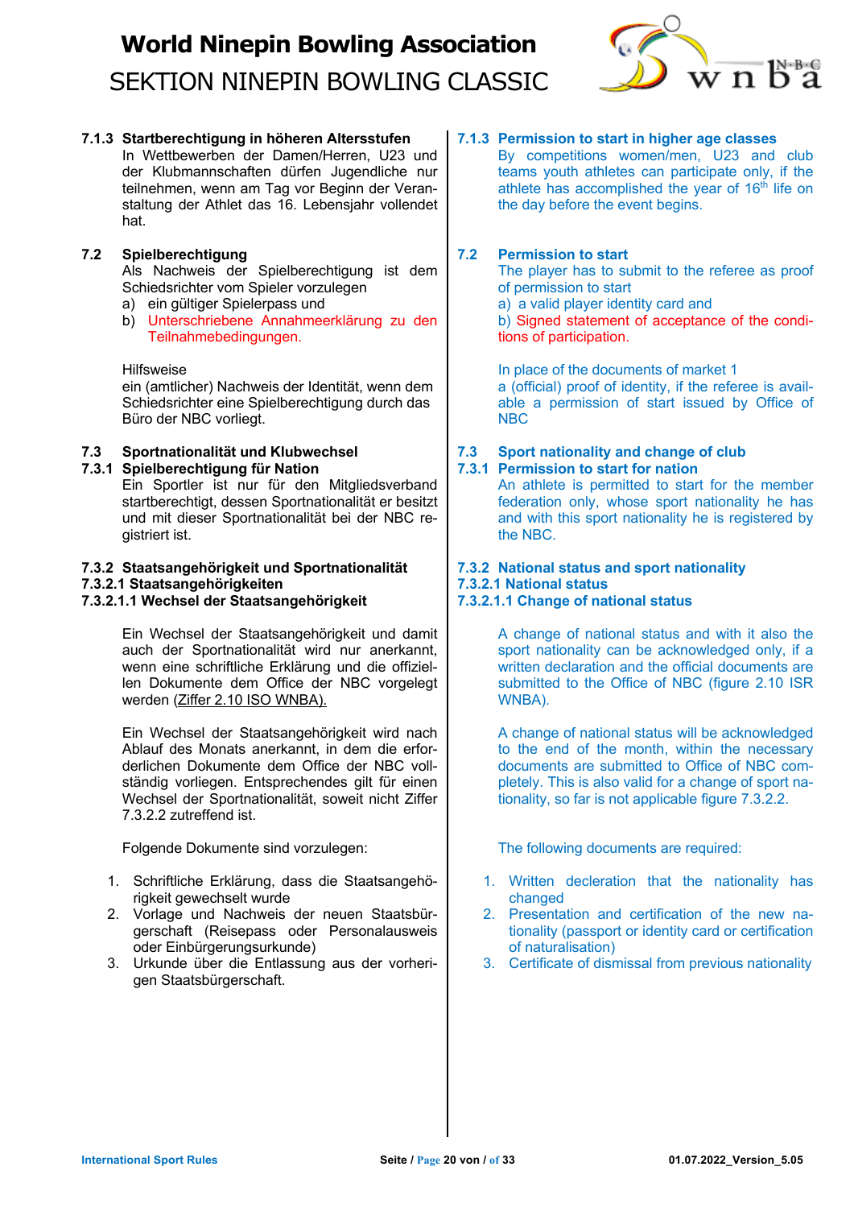### 7.1.3 Startberechtigung in höheren Altersstufen

In Wettbewerben der Damen/Herren, U23 und der Klubmannschaften dürfen Jugendliche nur teilnehmen, wenn am Tag vor Beginn der Veranstaltung der Athlet das 16. Lebensjahr vollendet hat.

### 7.1.3 Permission to start in higher age classes

By competitions women/men, U23 and club teams youth athletes can participate only, if the athlete has accomplished the year of 16th life on the day before the event begins.

## 7.2 Spielberechtigung

Als Nachweis der Spielberechtigung ist dem Schiedsrichter vom Spieler vorzulegen

a) ein gültiger Spielerpass und
b) Unterschriebene Annahmeerklärung zu den Teilnahmebedingungen.

Hilfsweise
ein (amtlicher) Nachweis der Identität, wenn dem Schiedsrichter eine Spielberechtigung durch das Büro der NBC vorliegt.

## 7.2 Permission to start

The player has to submit to the referee as proof of permission to start

a) a valid player identity card and
b) Signed statement of acceptance of the conditions of participation.

In place of the documents of market 1
a (official) proof of identity, if the referee is available a permission of start issued by Office of NBC

## 7.3 Sportnationalität und Klubwechsel

### 7.3.1 Spielberechtigung für Nation

Ein Sportler ist nur für den Mitgliedsverband startberechtigt, dessen Sportnationalität er besitzt und mit dieser Sportnationalität bei der NBC registriert ist.

## 7.3 Sport nationality and change of club

### 7.3.1 Permission to start for nation

An athlete is permitted to start for the member federation only, whose sport nationality he has and with this sport nationality he is registered by the NBC.

### 7.3.2 Staatsangehörigkeit und Sportnationalität

#### 7.3.2.1 Staatsangehörigkeiten

##### 7.3.2.1.1 Wechsel der Staatsangehörigkeit

Ein Wechsel der Staatsangehörigkeit und damit auch der Sportnationalität wird nur anerkannt, wenn eine schriftliche Erklärung und die offiziellen Dokumente dem Office der NBC vorgelegt werden (Ziffer 2.10 ISO WNBA).

Ein Wechsel der Staatsangehörigkeit wird nach Ablauf des Monats anerkannt, in dem die erforderlichen Dokumente dem Office der NBC vollständig vorliegen. Entsprechendes gilt für einen Wechsel der Sportnationalität, soweit nicht Ziffer 7.3.2.2 zutreffend ist.

Folgende Dokumente sind vorzulegen:

1. Schriftliche Erklärung, dass die Staatsangehörigkeit gewechselt wurde
2. Vorlage und Nachweis der neuen Staatsbürgerschaft (Reisepass oder Personalausweis oder Einbürgerungsurkunde)
3. Urkunde über die Entlassung aus der vorherigen Staatsbürgerschaft.

### 7.3.2 National status and sport nationality

#### 7.3.2.1 National status

##### 7.3.2.1.1 Change of national status

A change of national status and with it also the sport nationality can be acknowledged only, if a written declaration and the official documents are submitted to the Office of NBC (figure 2.10 ISR WNBA).

A change of national status will be acknowledged to the end of the month, within the necessary documents are submitted to Office of NBC completely. This is also valid for a change of sport nationality, so far is not applicable figure 7.3.2.2.

The following documents are required:

1. Written decleration that the nationality has changed
2. Presentation and certification of the new nationality (passport or identity card or certification of naturalisation)
3. Certificate of dismissal from previous nationality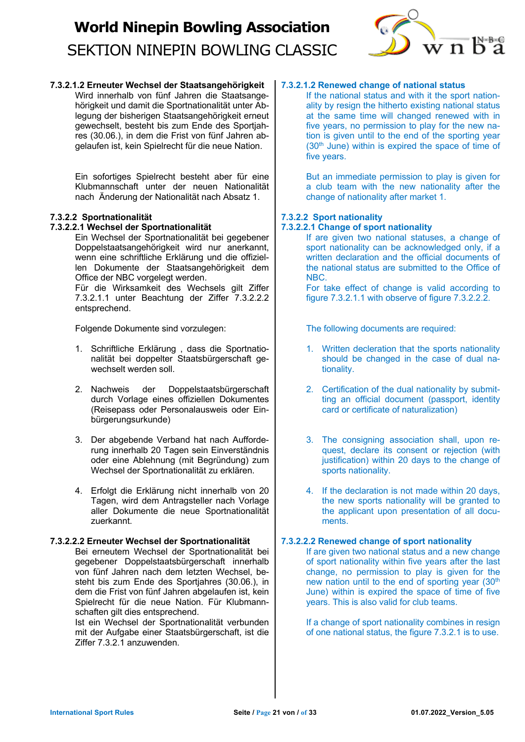#### 7.3.2.1.2 Erneuter Wechsel der Staatsangehörigkeit

Wird innerhalb von fünf Jahren die Staatsangehörigkeit und damit die Sportnationalität unter Ablegung der bisherigen Staatsangehörigkeit erneut gewechselt, besteht bis zum Ende des Sportjahres (30.06.), in dem die Frist von fünf Jahren abgelaufen ist, kein Spielrecht für die neue Nation.

Ein sofortiges Spielrecht besteht aber für eine Klubmannschaft unter der neuen Nationalität nach Änderung der Nationalität nach Absatz 1.

### 7.3.2.2 Sportnationalität

#### 7.3.2.2.1 Wechsel der Sportnationalität

Ein Wechsel der Sportnationalität bei gegebener Doppelstaatsangehörigkeit wird nur anerkannt, wenn eine schriftliche Erklärung und die offiziellen Dokumente der Staatsangehörigkeit dem Office der NBC vorgelegt werden.
Für die Wirksamkeit des Wechsels gilt Ziffer 7.3.2.1.1 unter Beachtung der Ziffer 7.3.2.2.2 entsprechend.

Folgende Dokumente sind vorzulegen:

1. Schriftliche Erklärung , dass die Sportnationalität bei doppelter Staatsbürgerschaft gewechselt werden soll.

2. Nachweis der Doppelstaatsbürgerschaft durch Vorlage eines offiziellen Dokumentes (Reisepass oder Personalausweis oder Einbürgerungsurkunde)

3. Der abgebende Verband hat nach Aufforderung innerhalb 20 Tagen sein Einverständnis oder eine Ablehnung (mit Begründung) zum Wechsel der Sportnationalität zu erklären.

4. Erfolgt die Erklärung nicht innerhalb von 20 Tagen, wird dem Antragsteller nach Vorlage aller Dokumente die neue Sportnationalität zuerkannt.

#### 7.3.2.2.2 Erneuter Wechsel der Sportnationalität

Bei erneutem Wechsel der Sportnationalität bei gegebener Doppelstaatsbürgerschaft innerhalb von fünf Jahren nach dem letzten Wechsel, besteht bis zum Ende des Sportjahres (30.06.), in dem die Frist von fünf Jahren abgelaufen ist, kein Spielrecht für die neue Nation. Für Klubmannschaften gilt dies entsprechend.
Ist ein Wechsel der Sportnationalität verbunden mit der Aufgabe einer Staatsbürgerschaft, ist die Ziffer 7.3.2.1 anzuwenden.

#### 7.3.2.1.2 Renewed change of national status

If the national status and with it the sport nationality by resign the hitherto existing national status at the same time will changed renewed with in five years, no permission to play for the new nation is given until to the end of the sporting year (30th June) within is expired the space of time of five years.

But an immediate permission to play is given for a club team with the new nationality after the change of nationality after market 1.

### 7.3.2.2 Sport nationality

#### 7.3.2.2.1 Change of sport nationality

If are given two national statuses, a change of sport nationality can be acknowledged only, if a written declaration and the official documents of the national status are submitted to the Office of NBC.
For take effect of change is valid according to figure 7.3.2.1.1 with observe of figure 7.3.2.2.2.

The following documents are required:

1. Written decleration that the sports nationality should be changed in the case of dual nationality.

2. Certification of the dual nationality by submitting an official document (passport, identity card or certificate of naturalization)

3. The consigning association shall, upon request, declare its consent or rejection (with justification) within 20 days to the change of sports nationality.

4. If the declaration is not made within 20 days, the new sports nationality will be granted to the applicant upon presentation of all documents.

#### 7.3.2.2.2 Renewed change of sport nationality

If are given two national status and a new change of sport nationality within five years after the last change, no permission to play is given for the new nation until to the end of sporting year (30th June) within is expired the space of time of five years. This is also valid for club teams.

If a change of sport nationality combines in resign of one national status, the figure 7.3.2.1 is to use.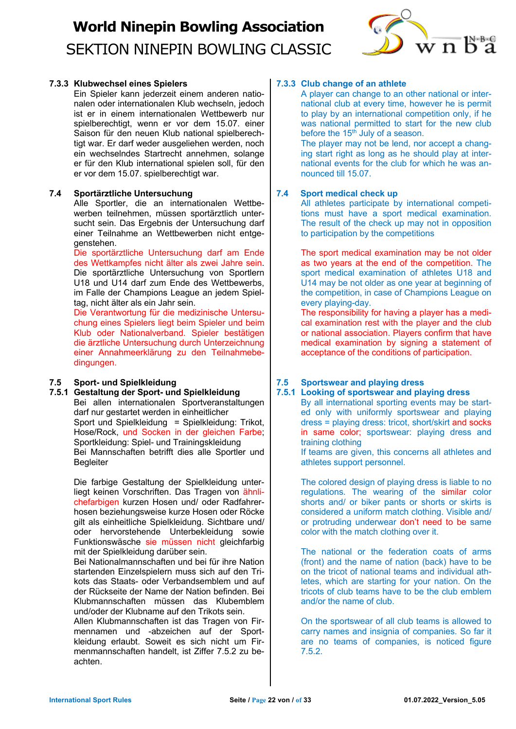### 7.3.3 Klubwechsel eines Spielers

Ein Spieler kann jederzeit einem anderen nationalen oder internationalen Klub wechseln, jedoch ist er in einem internationalen Wettbewerb nur spielberechtigt, wenn er vor dem 15.07. einer Saison für den neuen Klub national spielberechtigt war. Er darf weder ausgeliehen werden, noch ein wechselndes Startrecht annehmen, solange er für den Klub international spielen soll, für den er vor dem 15.07. spielberechtigt war.

### 7.3.3 Club change of an athlete

A player can change to an other national or international club at every time, however he is permit to play by an international competition only, if he was national permitted to start for the new club before the 15th July of a season.
The player may not be lend, nor accept a changing start right as long as he should play at international events for the club for which he was announced till 15.07.

## 7.4 Sportärztliche Untersuchung

Alle Sportler, die an internationalen Wettbewerben teilnehmen, müssen sportärztlich untersucht sein. Das Ergebnis der Untersuchung darf einer Teilnahme an Wettbewerben nicht entgegenstehen.
Die sportärztliche Untersuchung darf am Ende des Wettkampfes nicht älter als zwei Jahre sein. Die sportärztliche Untersuchung von Sportlern U18 und U14 darf zum Ende des Wettbewerbs, im Falle der Champions League an jedem Spieltag, nicht älter als ein Jahr sein.
Die Verantwortung für die medizinische Untersuchung eines Spielers liegt beim Spieler und beim Klub oder Nationalverband. Spieler bestätigen die ärztliche Untersuchung durch Unterzeichnung einer Annahmeerklärung zu den Teilnahmebedingungen.

## 7.4 Sport medical check up

All athletes participate by international competitions must have a sport medical examination. The result of the check up may not in opposition to participation by the competitions

The sport medical examination may be not older as two years at the end of the competition. The sport medical examination of athletes U18 and U14 may be not older as one year at beginning of the competition, in case of Champions League on every playing-day.
The responsibility for having a player has a medical examination rest with the player and the club or national association. Players confirm that have medical examination by signing a statement of acceptance of the conditions of participation.

## 7.5 Sport- und Spielkleidung

### 7.5.1 Gestaltung der Sport- und Spielkleidung

Bei allen internationalen Sportveranstaltungen darf nur gestartet werden in einheitlicher Sport und Spielkleidung = Spielkleidung: Trikot, Hose/Rock, und Socken in der gleichen Farbe; Sportkleidung: Spiel- und Trainingskleidung
Bei Mannschaften betrifft dies alle Sportler und Begleiter

Die farbige Gestaltung der Spielkleidung unterliegt keinen Vorschriften. Das Tragen von ähnlichefarbigen kurzen Hosen und/ oder Radfahrerhosen beziehungsweise kurze Hosen oder Röcke gilt als einheitliche Spielkleidung. Sichtbare und/ oder hervorstehende Unterbekleidung sowie Funktionswäsche sie müssen nicht gleichfarbig mit der Spielkleidung darüber sein.
Bei Nationalmannschaften und bei für ihre Nation startenden Einzelspielern muss sich auf den Trikots das Staats- oder Verbandsemblem und auf der Rückseite der Name der Nation befinden. Bei Klubmannschaften müssen das Klubemblem und/oder der Klubname auf den Trikots sein.
Allen Klubmannschaften ist das Tragen von Firmennamen und -abzeichen auf der Sportkleidung erlaubt. Soweit es sich nicht um Firmenmannschaften handelt, ist Ziffer 7.5.2 zu beachten.

## 7.5 Sportswear and playing dress

### 7.5.1 Looking of sportswear and playing dress

By all international sporting events may be started only with uniformly sportswear and playing dress = playing dress: tricot, short/skirt and socks in same color; sportswear: playing dress and training clothing
If teams are given, this concerns all athletes and athletes support personnel.

The colored design of playing dress is liable to no regulations. The wearing of the similar color shorts and/ or biker pants or shorts or skirts is considered a uniform match clothing. Visible and/ or protruding underwear don't need to be same color with the match clothing over it.

The national or the federation coats of arms (front) and the name of nation (back) have to be on the tricot of national teams and individual athletes, which are starting for your nation. On the tricots of club teams have to be the club emblem and/or the name of club.

On the sportswear of all club teams is allowed to carry names and insignia of companies. So far it are no teams of companies, is noticed figure 7.5.2.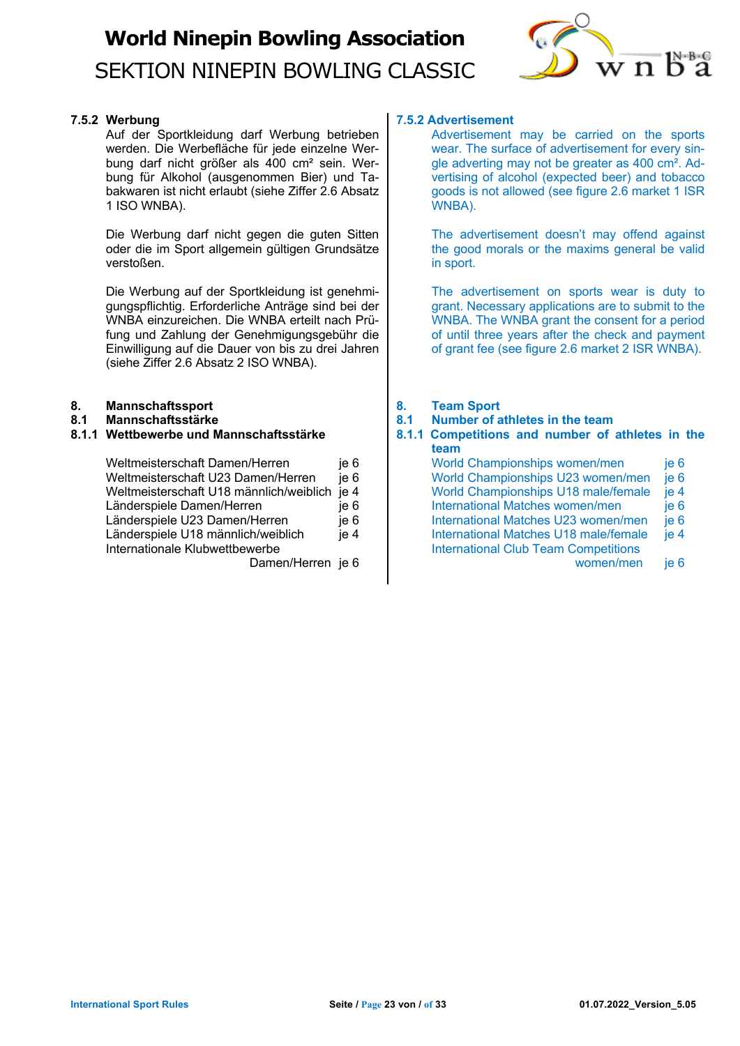### 7.5.2 Werbung

Auf der Sportkleidung darf Werbung betrieben werden. Die Werbefläche für jede einzelne Werbung darf nicht größer als 400 cm² sein. Werbung für Alkohol (ausgenommen Bier) und Tabakwaren ist nicht erlaubt (siehe Ziffer 2.6 Absatz 1 ISO WNBA).

Die Werbung darf nicht gegen die guten Sitten oder die im Sport allgemein gültigen Grundsätze verstoßen.

Die Werbung auf der Sportkleidung ist genehmigungspflichtig. Erforderliche Anträge sind bei der WNBA einzureichen. Die WNBA erteilt nach Prüfung und Zahlung der Genehmigungsgebühr die Einwilligung auf die Dauer von bis zu drei Jahren (siehe Ziffer 2.6 Absatz 2 ISO WNBA).

### 7.5.2 Advertisement

Advertisement may be carried on the sports wear. The surface of advertisement for every single adverting may not be greater as 400 cm². Advertising of alcohol (expected beer) and tobacco goods is not allowed (see figure 2.6 market 1 ISR WNBA).

The advertisement doesn't may offend against the good morals or the maxims general be valid in sport.

The advertisement on sports wear is duty to grant. Necessary applications are to submit to the WNBA. The WNBA grant the consent for a period of until three years after the check and payment of grant fee (see figure 2.6 market 2 ISR WNBA).

# 8. Mannschaftssport
## 8.1 Mannschaftsstärke
### 8.1.1 Wettbewerbe und Mannschaftsstärke

| | |
|---|---|
| Weltmeisterschaft Damen/Herren | je 6 |
| Weltmeisterschaft U23 Damen/Herren | je 6 |
| Weltmeisterschaft U18 männlich/weiblich | je 4 |
| Länderspiele Damen/Herren | je 6 |
| Länderspiele U23 Damen/Herren | je 6 |
| Länderspiele U18 männlich/weiblich | je 4 |
| Internationale Klubwettbewerbe Damen/Herren | je 6 |

# 8. Team Sport
## 8.1 Number of athletes in the team
### 8.1.1 Competitions and number of athletes in the team

| | |
|---|---|
| World Championships women/men | je 6 |
| World Championships U23 women/men | je 6 |
| World Championships U18 male/female | je 4 |
| International Matches women/men | je 6 |
| International Matches U23 women/men | je 6 |
| International Matches U18 male/female | je 4 |
| International Club Team Competitions women/men | je 6 |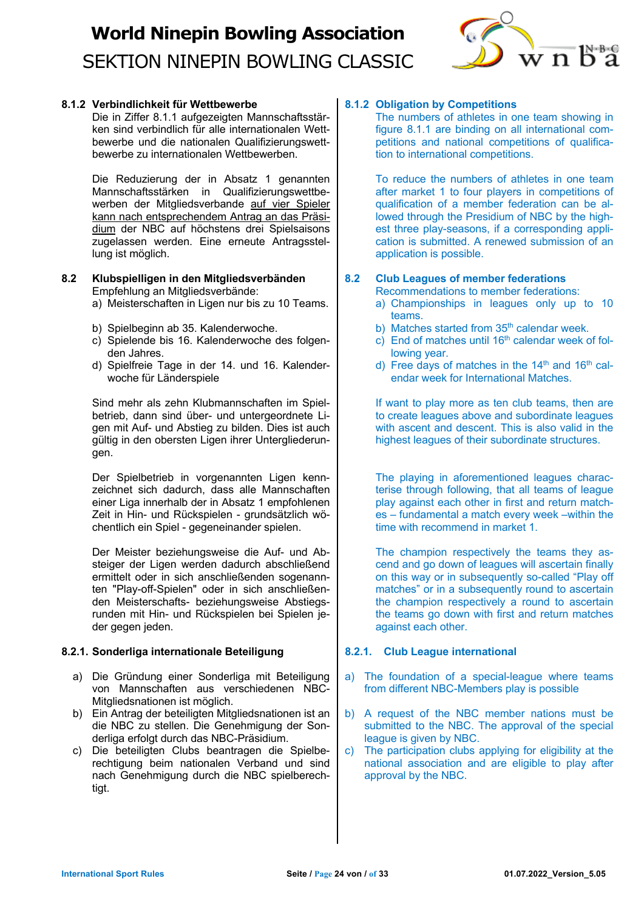### 8.1.2 Verbindlichkeit für Wettbewerbe

Die in Ziffer 8.1.1 aufgezeigten Mannschaftsstärken sind verbindlich für alle internationalen Wettbewerbe und die nationalen Qualifizierungswettbewerbe zu internationalen Wettbewerben.

Die Reduzierung der in Absatz 1 genannten Mannschaftsstärken in Qualifizierungswettbewerben der Mitgliedsverbande auf vier Spieler kann nach entsprechendem Antrag an das Präsidium der NBC auf höchstens drei Spielsaisons zugelassen werden. Eine erneute Antragsstellung ist möglich.

### 8.2 Klubspielligen in den Mitgliedsverbänden

Empfehlung an Mitgliedsverbände:

a) Meisterschaften in Ligen nur bis zu 10 Teams.

b) Spielbeginn ab 35. Kalenderwoche.

c) Spielende bis 16. Kalenderwoche des folgenden Jahres.

d) Spielfreie Tage in der 14. und 16. Kalenderwoche für Länderspiele

Sind mehr als zehn Klubmannschaften im Spielbetrieb, dann sind über- und untergeordnete Ligen mit Auf- und Abstieg zu bilden. Dies ist auch gültig in den obersten Ligen ihrer Untergliederungen.

Der Spielbetrieb in vorgenannten Ligen kennzeichnet sich dadurch, dass alle Mannschaften einer Liga innerhalb der in Absatz 1 empfohlenen Zeit in Hin- und Rückspielen - grundsätzlich wöchentlich ein Spiel - gegeneinander spielen.

Der Meister beziehungsweise die Auf- und Absteiger der Ligen werden dadurch abschließend ermittelt oder in sich anschließenden sogenannten "Play-off-Spielen" oder in sich anschließenden Meisterschafts- beziehungsweise Abstiegsrunden mit Hin- und Rückspielen bei Spielen jeder gegen jeden.

### 8.2.1. Sonderliga internationale Beteiligung

a) Die Gründung einer Sonderliga mit Beteiligung von Mannschaften aus verschiedenen NBC-Mitgliedsnationen ist möglich.

b) Ein Antrag der beteiligten Mitgliedsnationen ist an die NBC zu stellen. Die Genehmigung der Sonderliga erfolgt durch das NBC-Präsidium.

c) Die beteiligten Clubs beantragen die Spielberechtigung beim nationalen Verband und sind nach Genehmigung durch die NBC spielberechtigt.

### 8.1.2 Obligation by Competitions

The numbers of athletes in one team showing in figure 8.1.1 are binding on all international competitions and national competitions of qualification to international competitions.

To reduce the numbers of athletes in one team after market 1 to four players in competitions of qualification of a member federation can be allowed through the Presidium of NBC by the highest three play-seasons, if a corresponding application is submitted. A renewed submission of an application is possible.

### 8.2 Club Leagues of member federations

Recommendations to member federations:

a) Championships in leagues only up to 10 teams.

b) Matches started from 35th calendar week.

c) End of matches until 16th calendar week of following year.

d) Free days of matches in the 14th and 16th calendar week for International Matches.

If want to play more as ten club teams, then are to create leagues above and subordinate leagues with ascent and descent. This is also valid in the highest leagues of their subordinate structures.

The playing in aforementioned leagues characterise through following, that all teams of league play against each other in first and return matches – fundamental a match every week –within the time with recommend in market 1.

The champion respectively the teams they ascend and go down of leagues will ascertain finally on this way or in subsequently so-called "Play off matches" or in a subsequently round to ascertain the champion respectively a round to ascertain the teams go down with first and return matches against each other.

### 8.2.1. Club League international

a) The foundation of a special-league where teams from different NBC-Members play is possible

b) A request of the NBC member nations must be submitted to the NBC. The approval of the special league is given by NBC.

c) The participation clubs applying for eligibility at the national association and are eligible to play after approval by the NBC.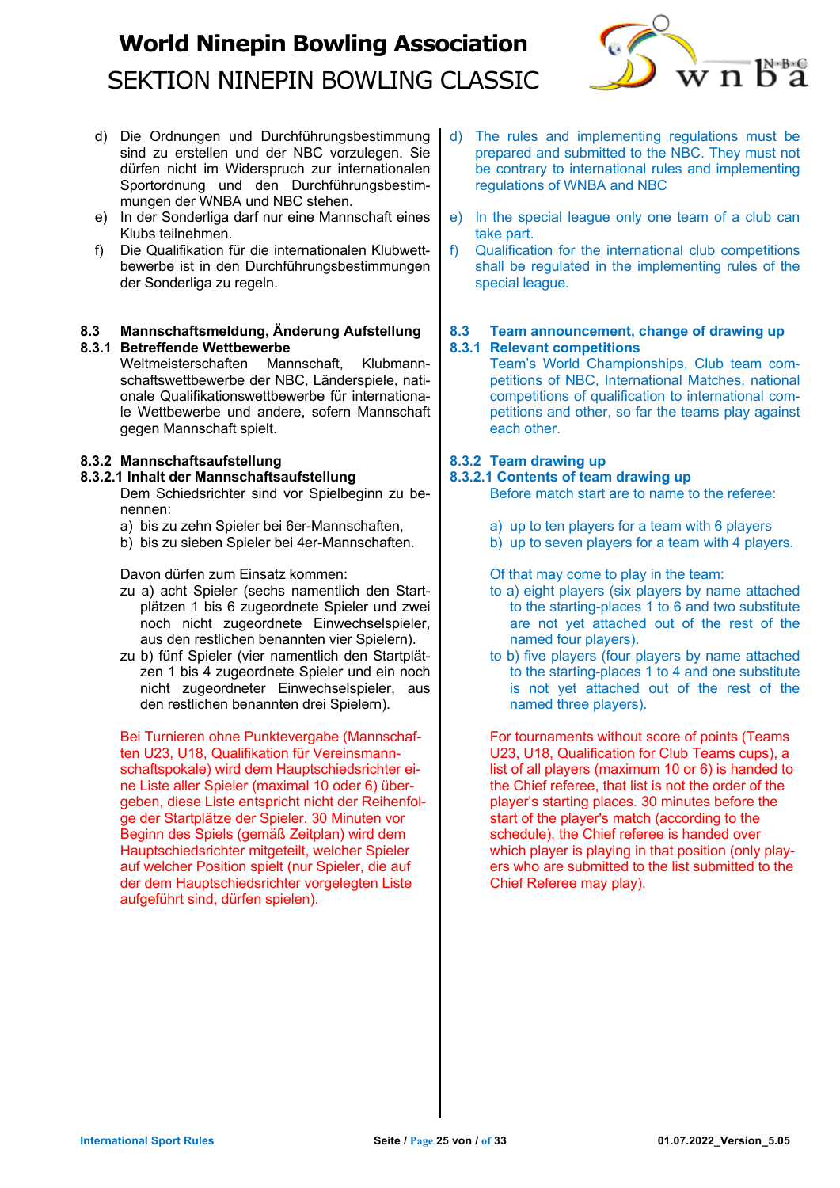d) Die Ordnungen und Durchführungsbestimmung sind zu erstellen und der NBC vorzulegen. Sie dürfen nicht im Widerspruch zur internationalen Sportordnung und den Durchführungsbestimmungen der WNBA und NBC stehen.

e) In der Sonderliga darf nur eine Mannschaft eines Klubs teilnehmen.

f) Die Qualifikation für die internationalen Klubwettbewerbe ist in den Durchführungsbestimmungen der Sonderliga zu regeln.

d) The rules and implementing regulations must be prepared and submitted to the NBC. They must not be contrary to international rules and implementing regulations of WNBA and NBC

e) In the special league only one team of a club can take part.

f) Qualification for the international club competitions shall be regulated in the implementing rules of the special league.

## 8.3 Mannschaftsmeldung, Änderung Aufstellung

### 8.3.1 Betreffende Wettbewerbe

Weltmeisterschaften Mannschaft, Klubmannschaftswettbewerbe der NBC, Länderspiele, nationale Qualifikationswettbewerbe für internationale Wettbewerbe und andere, sofern Mannschaft gegen Mannschaft spielt.

### 8.3.2 Mannschaftsaufstellung

#### 8.3.2.1 Inhalt der Mannschaftsaufstellung

Dem Schiedsrichter sind vor Spielbeginn zu benennen:

a) bis zu zehn Spieler bei 6er-Mannschaften,
b) bis zu sieben Spieler bei 4er-Mannschaften.

Davon dürfen zum Einsatz kommen:

zu a) acht Spieler (sechs namentlich den Startplätzen 1 bis 6 zugeordnete Spieler und zwei noch nicht zugeordnete Einwechselspieler, aus den restlichen benannten vier Spielern).

zu b) fünf Spieler (vier namentlich den Startplätzen 1 bis 4 zugeordnete Spieler und ein noch nicht zugeordneter Einwechselspieler, aus den restlichen benannten drei Spielern).

Bei Turnieren ohne Punktevergabe (Mannschaften U23, U18, Qualifikation für Vereinsmannschaftspokale) wird dem Hauptschiedsrichter eine Liste aller Spieler (maximal 10 oder 6) übergeben, diese Liste entspricht nicht der Reihenfolge der Startplätze der Spieler. 30 Minuten vor Beginn des Spiels (gemäß Zeitplan) wird dem Hauptschiedsrichter mitgeteilt, welcher Spieler auf welcher Position spielt (nur Spieler, die auf der dem Hauptschiedsrichter vorgelegten Liste aufgeführt sind, dürfen spielen).

## 8.3 Team announcement, change of drawing up

### 8.3.1 Relevant competitions

Team's World Championships, Club team competitions of NBC, International Matches, national competitions of qualification to international competitions and other, so far the teams play against each other.

### 8.3.2 Team drawing up

#### 8.3.2.1 Contents of team drawing up

Before match start are to name to the referee:

a) up to ten players for a team with 6 players
b) up to seven players for a team with 4 players.

Of that may come to play in the team:

to a) eight players (six players by name attached to the starting-places 1 to 6 and two substitute are not yet attached out of the rest of the named four players).

to b) five players (four players by name attached to the starting-places 1 to 4 and one substitute is not yet attached out of the rest of the named three players).

For tournaments without score of points (Teams U23, U18, Qualification for Club Teams cups), a list of all players (maximum 10 or 6) is handed to the Chief referee, that list is not the order of the player's starting places. 30 minutes before the start of the player's match (according to the schedule), the Chief referee is handed over which player is playing in that position (only players who are submitted to the list submitted to the Chief Referee may play).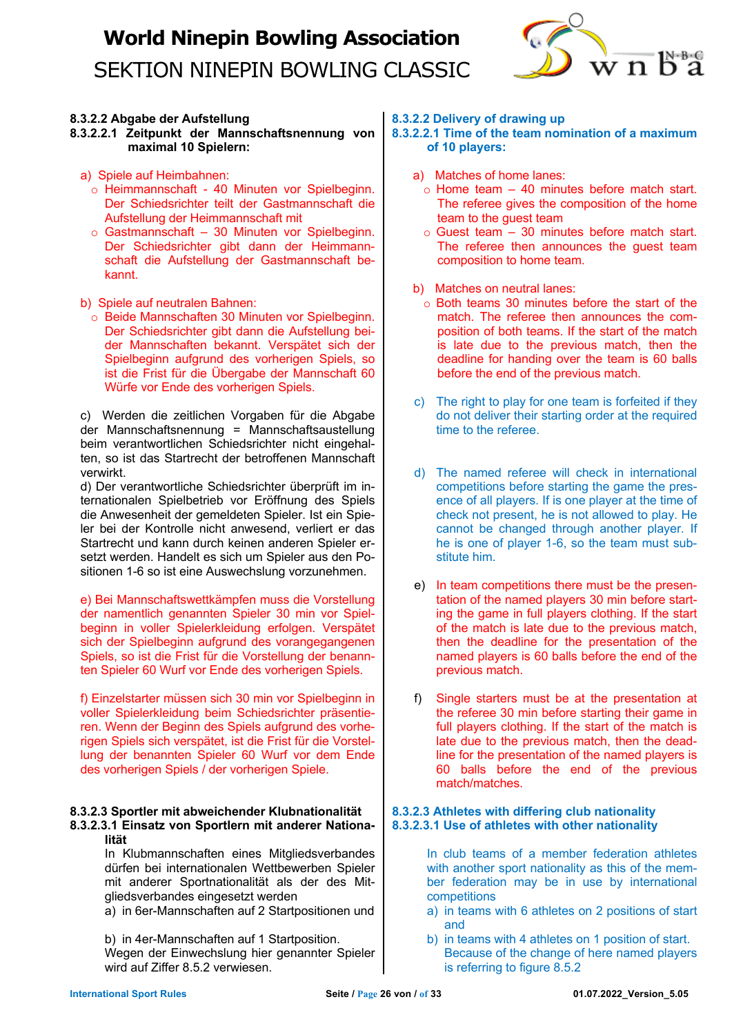#### 8.3.2.2 Abgabe der Aufstellung

**8.3.2.2.1 Zeitpunkt der Mannschaftsnennung von maximal 10 Spielern:**

a) Spiele auf Heimbahnen:
- Heimmannschaft - 40 Minuten vor Spielbeginn. Der Schiedsrichter teilt der Gastmannschaft die Aufstellung der Heimmannschaft mit
- Gastmannschaft – 30 Minuten vor Spielbeginn. Der Schiedsrichter gibt dann der Heimmannschaft die Aufstellung der Gastmannschaft bekannt.

b) Spiele auf neutralen Bahnen:
- Beide Mannschaften 30 Minuten vor Spielbeginn. Der Schiedsrichter gibt dann die Aufstellung beider Mannschaften bekannt. Verspätet sich der Spielbeginn aufgrund des vorherigen Spiels, so ist die Frist für die Übergabe der Mannschaft 60 Würfe vor Ende des vorherigen Spiels.

c) Werden die zeitlichen Vorgaben für die Abgabe der Mannschaftsnennung = Mannschaftsaustellung beim verantwortlichen Schiedsrichter nicht eingehalten, so ist das Startrecht der betroffenen Mannschaft verwirkt.

d) Der verantwortliche Schiedsrichter überprüft im internationalen Spielbetrieb vor Eröffnung des Spiels die Anwesenheit der gemeldeten Spieler. Ist ein Spieler bei der Kontrolle nicht anwesend, verliert er das Startrecht und kann durch keinen anderen Spieler ersetzt werden. Handelt es sich um Spieler aus den Positionen 1-6 so ist eine Auswechslung vorzunehmen.

e) Bei Mannschaftswettkämpfen muss die Vorstellung der namentlich genannten Spieler 30 min vor Spielbeginn in voller Spielerkleidung erfolgen. Verspätet sich der Spielbeginn aufgrund des vorangegangenen Spiels, so ist die Frist für die Vorstellung der benannten Spieler 60 Wurf vor Ende des vorherigen Spiels.

f) Einzelstarter müssen sich 30 min vor Spielbeginn in voller Spielerkleidung beim Schiedsrichter präsentieren. Wenn der Beginn des Spiels aufgrund des vorherigen Spiels sich verspätet, ist die Frist für die Vorstellung der benannten Spieler 60 Wurf vor dem Ende des vorherigen Spiels / der vorherigen Spiele.

#### 8.3.2.3 Sportler mit abweichender Klubnationalität

**8.3.2.3.1 Einsatz von Sportlern mit anderer Nationalität**

In Klubmannschaften eines Mitgliedsverbandes dürfen bei internationalen Wettbewerben Spieler mit anderer Sportnationalität als der des Mitgliedsverbandes eingesetzt werden

a) in 6er-Mannschaften auf 2 Startpositionen und

b) in 4er-Mannschaften auf 1 Startposition.

Wegen der Einwechslung hier genannter Spieler wird auf Ziffer 8.5.2 verwiesen.

#### 8.3.2.2 Delivery of drawing up

**8.3.2.2.1 Time of the team nomination of a maximum of 10 players:**

a) Matches of home lanes:
- Home team – 40 minutes before match start. The referee gives the composition of the home team to the guest team
- Guest team – 30 minutes before match start. The referee then announces the guest team composition to home team.

b) Matches on neutral lanes:
- Both teams 30 minutes before the start of the match. The referee then announces the composition of both teams. If the start of the match is late due to the previous match, then the deadline for handing over the team is 60 balls before the end of the previous match.

c) The right to play for one team is forfeited if they do not deliver their starting order at the required time to the referee.

d) The named referee will check in international competitions before starting the game the presence of all players. If is one player at the time of check not present, he is not allowed to play. He cannot be changed through another player. If he is one of player 1-6, so the team must substitute him.

e) In team competitions there must be the presentation of the named players 30 min before starting the game in full players clothing. If the start of the match is late due to the previous match, then the deadline for the presentation of the named players is 60 balls before the end of the previous match.

f) Single starters must be at the presentation at the referee 30 min before starting their game in full players clothing. If the start of the match is late due to the previous match, then the deadline for the presentation of the named players is 60 balls before the end of the previous match/matches.

#### 8.3.2.3 Athletes with differing club nationality

**8.3.2.3.1 Use of athletes with other nationality**

In club teams of a member federation athletes with another sport nationality as this of the member federation may be in use by international competitions

a) in teams with 6 athletes on 2 positions of start and

b) in teams with 4 athletes on 1 position of start.

Because of the change of here named players is referring to figure 8.5.2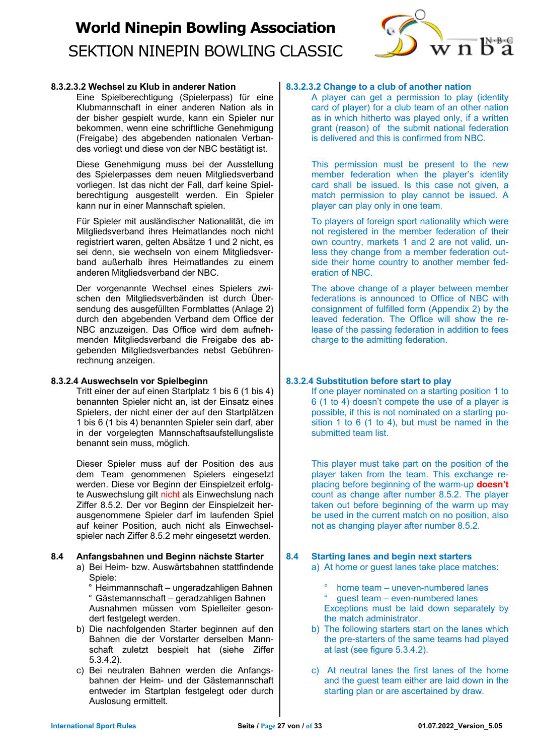#### 8.3.2.3.2 Wechsel zu Klub in anderer Nation

Eine Spielberechtigung (Spielerpass) für eine Klubmannschaft in einer anderen Nation als in der bisher gespielt wurde, kann ein Spieler nur bekommen, wenn eine schriftliche Genehmigung (Freigabe) des abgebenden nationalen Verbandes vorliegt und diese von der NBC bestätigt ist.

Diese Genehmigung muss bei der Ausstellung des Spielerpasses dem neuen Mitgliedsverband vorliegen. Ist das nicht der Fall, darf keine Spielberechtigung ausgestellt werden. Ein Spieler kann nur in einer Mannschaft spielen.

Für Spieler mit ausländischer Nationalität, die im Mitgliedsverband ihres Heimatlandes noch nicht registriert waren, gelten Absätze 1 und 2 nicht, es sei denn, sie wechseln von einem Mitgliedsverband außerhalb ihres Heimatlandes zu einem anderen Mitgliedsverband der NBC.

Der vorgenannte Wechsel eines Spielers zwischen den Mitgliedsverbänden ist durch Übersendung des ausgefüllten Formblattes (Anlage 2) durch den abgebenden Verband dem Office der NBC anzuzeigen. Das Office wird dem aufnehmenden Mitgliedsverband die Freigabe des abgebenden Mitgliedsverbandes nebst Gebührenrechnung anzeigen.

#### 8.3.2.3.2 Change to a club of another nation

A player can get a permission to play (identity card of player) for a club team of an other nation as in which hitherto was played only, if a written grant (reason) of the submit national federation is delivered and this is confirmed from NBC.

This permission must be present to the new member federation when the player's identity card shall be issued. Is this case not given, a match permission to play cannot be issued. A player can play only in one team.

To players of foreign sport nationality which were not registered in the member federation of their own country, markets 1 and 2 are not valid, unless they change from a member federation outside their home country to another member federation of NBC.

The above change of a player between member federations is announced to Office of NBC with consignment of fulfilled form (Appendix 2) by the leaved federation. The Office will show the release of the passing federation in addition to fees charge to the admitting federation.

### 8.3.2.4 Auswechseln vor Spielbeginn

Tritt einer der auf einen Startplatz 1 bis 6 (1 bis 4) benannten Spieler nicht an, ist der Einsatz eines Spielers, der nicht einer der auf den Startplätzen 1 bis 6 (1 bis 4) benannten Spieler sein darf, aber in der vorgelegten Mannschaftsaufstellungsliste benannt sein muss, möglich.

Dieser Spieler muss auf der Position des aus dem Team genommenen Spielers eingesetzt werden. Diese vor Beginn der Einspielzeit erfolgte Auswechslung gilt nicht als Einwechslung nach Ziffer 8.5.2. Der vor Beginn der Einspielzeit herausgenommene Spieler darf im laufenden Spiel auf keiner Position, auch nicht als Einwechselspieler nach Ziffer 8.5.2 mehr eingesetzt werden.

### 8.3.2.4 Substitution before start to play

If one player nominated on a starting position 1 to 6 (1 to 4) doesn't compete the use of a player is possible, if this is not nominated on a starting position 1 to 6 (1 to 4), but must be named in the submitted team list.

This player must take part on the position of the player taken from the team. This exchange replacing before beginning of the warm-up **doesn't** count as change after number 8.5.2. The player taken out before beginning of the warm up may be used in the current match on no position, also not as changing player after number 8.5.2.

## 8.4 Anfangsbahnen und Beginn nächste Starter

a) Bei Heim- bzw. Auswärtsbahnen stattfindende Spiele:
   - Heimmannschaft – ungeradzahligen Bahnen
   - Gästemannschaft – geradzahligen Bahnen

   Ausnahmen müssen vom Spielleiter gesondert festgelegt werden.
b) Die nachfolgenden Starter beginnen auf den Bahnen die der Vorstarter derselben Mannschaft zuletzt bespielt hat (siehe Ziffer 5.3.4.2).
c) Bei neutralen Bahnen werden die Anfangsbahnen der Heim- und der Gästemannschaft entweder im Startplan festgelegt oder durch Auslosung ermittelt.

## 8.4 Starting lanes and begin next starters

a) At home or guest lanes take place matches:
   - home team – uneven-numbered lanes
   - guest team – even-numbered lanes

   Exceptions must be laid down separately by the match administrator.
b) The following starters start on the lanes which the pre-starters of the same teams had played at last (see figure 5.3.4.2).
c) At neutral lanes the first lanes of the home and the guest team either are laid down in the starting plan or are ascertained by draw.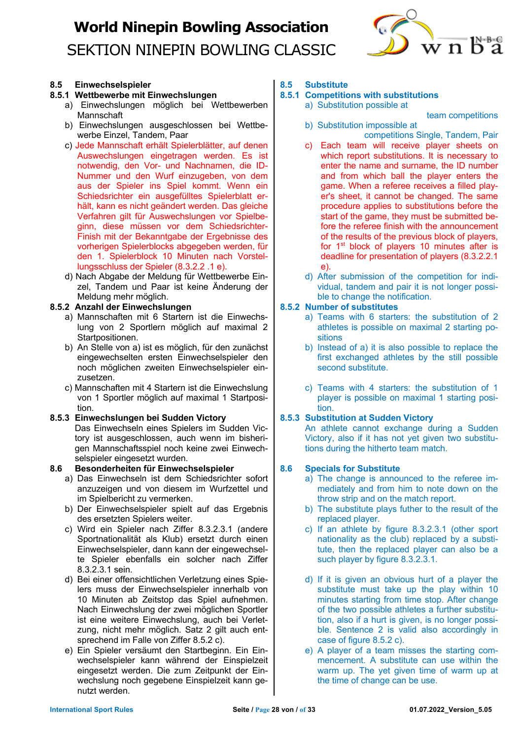### 8.5 Einwechselspieler

#### 8.5.1 Wettbewerbe mit Einwechslungen

a) Einwechslungen möglich bei Wettbewerben Mannschaft

b) Einwechslungen ausgeschlossen bei Wettbewerbe Einzel, Tandem, Paar

c) Jede Mannschaft erhält Spielerblätter, auf denen Auswechslungen eingetragen werden. Es ist notwendig, den Vor- und Nachnamen, die ID-Nummer und den Wurf einzugeben, von dem aus der Spieler ins Spiel kommt. Wenn ein Schiedsrichter ein ausgefülltes Spielerblatt erhält, kann es nicht geändert werden. Das gleiche Verfahren gilt für Auswechslungen vor Spielbeginn, diese müssen vor dem Schiedsrichter-Finish mit der Bekanntgabe der Ergebnisse des vorherigen Spielerblocks abgegeben werden, für den 1. Spielerblock 10 Minuten nach Vorstellungsschluss der Spieler (8.3.2.2 .1 e).

d) Nach Abgabe der Meldung für Wettbewerbe Einzel, Tandem und Paar ist keine Änderung der Meldung mehr möglich.

#### 8.5.2 Anzahl der Einwechslungen

a) Mannschaften mit 6 Startern ist die Einwechslung von 2 Sportlern möglich auf maximal 2 Startpositionen.

b) An Stelle von a) ist es möglich, für den zunächst eingewechselten ersten Einwechselspieler den noch möglichen zweiten Einwechselspieler einzusetzen.

c) Mannschaften mit 4 Startern ist die Einwechslung von 1 Sportler möglich auf maximal 1 Startposition.

#### 8.5.3 Einwechslungen bei Sudden Victory

Das Einwechseln eines Spielers im Sudden Victory ist ausgeschlossen, auch wenn im bisherigen Mannschaftsspiel noch keine zwei Einwechselspieler eingesetzt wurden.

### 8.6 Besonderheiten für Einwechselspieler

a) Das Einwechseln ist dem Schiedsrichter sofort anzuzeigen und von diesem im Wurfzettel und im Spielbericht zu vermerken.

b) Der Einwechselspieler spielt auf das Ergebnis des ersetzten Spielers weiter.

c) Wird ein Spieler nach Ziffer 8.3.2.3.1 (andere Sportnationalität als Klub) ersetzt durch einen Einwechselspieler, dann kann der eingewechselte Spieler ebenfalls ein solcher nach Ziffer 8.3.2.3.1 sein.

d) Bei einer offensichtlichen Verletzung eines Spielers muss der Einwechselspieler innerhalb von 10 Minuten ab Zeitstop das Spiel aufnehmen. Nach Einwechslung der zwei möglichen Sportler ist eine weitere Einwechslung, auch bei Verletzung, nicht mehr möglich. Satz 2 gilt auch entsprechend im Falle von Ziffer 8.5.2 c).

e) Ein Spieler versäumt den Startbeginn. Ein Einwechselspieler kann während der Einspielzeit eingesetzt werden. Die zum Zeitpunkt der Einwechslung noch gegebene Einspielzeit kann genutzt werden.

### 8.5 Substitute

#### 8.5.1 Competitions with substitutions

a) Substitution possible at team competitions

b) Substitution impossible at competitions Single, Tandem, Pair

c) Each team will receive player sheets on which report substitutions. It is necessary to enter the name and surname, the ID number and from which ball the player enters the game. When a referee receives a filled player's sheet, it cannot be changed. The same procedure applies to substitutions before the start of the game, they must be submitted before the referee finish with the announcement of the results of the previous block of players, for 1st block of players 10 minutes after is deadline for presentation of players (8.3.2.2.1 e).

d) After submission of the competition for individual, tandem and pair it is not longer possible to change the notification.

#### 8.5.2 Number of substitutes

a) Teams with 6 starters: the substitution of 2 athletes is possible on maximal 2 starting positions

b) Instead of a) it is also possible to replace the first exchanged athletes by the still possible second substitute.

c) Teams with 4 starters: the substitution of 1 player is possible on maximal 1 starting position.

#### 8.5.3 Substitution at Sudden Victory

An athlete cannot exchange during a Sudden Victory, also if it has not yet given two substitutions during the hitherto team match.

### 8.6 Specials for Substitute

a) The change is announced to the referee immediately and from him to note down on the throw strip and on the match report.

b) The substitute plays futher to the result of the replaced player.

c) If an athlete by figure 8.3.2.3.1 (other sport nationality as the club) replaced by a substitute, then the replaced player can also be a such player by figure 8.3.2.3.1.

d) If it is given an obvious hurt of a player the substitute must take up the play within 10 minutes starting from time stop. After change of the two possible athletes a further substitution, also if a hurt is given, is no longer possible. Sentence 2 is valid also accordingly in case of figure 8.5.2 c).

e) A player of a team misses the starting commencement. A substitute can use within the warm up. The yet given time of warm up at the time of change can be use.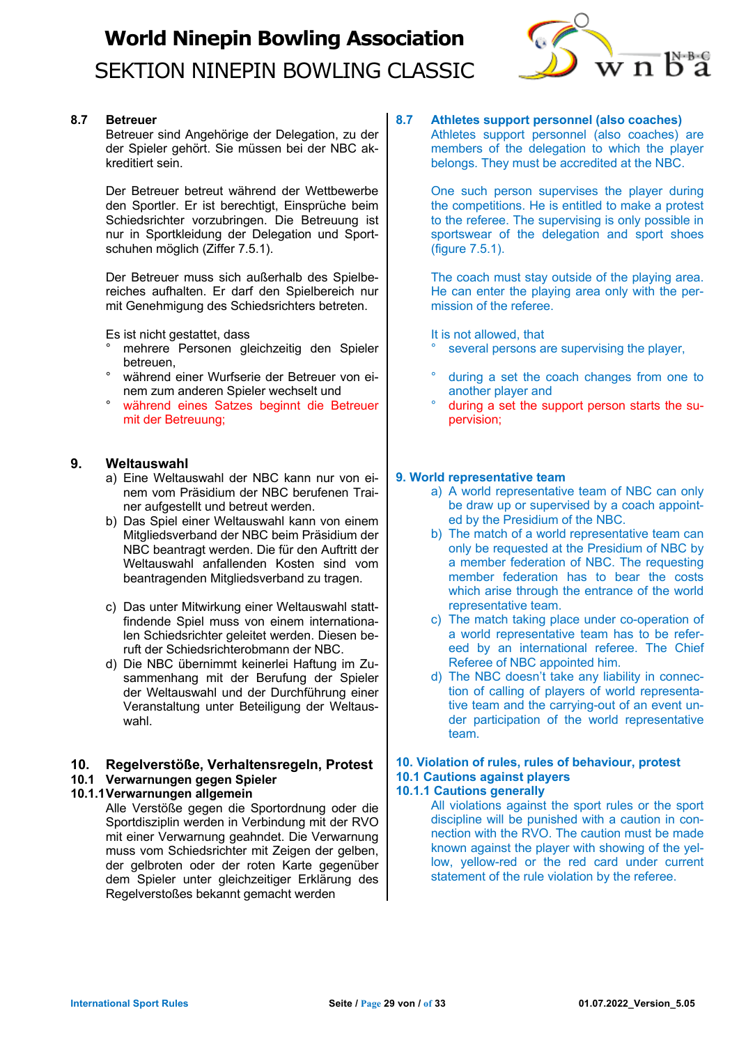### 8.7 Betreuer

Betreuer sind Angehörige der Delegation, zu der der Spieler gehört. Sie müssen bei der NBC akkreditiert sein.

Der Betreuer betreut während der Wettbewerbe den Sportler. Er ist berechtigt, Einsprüche beim Schiedsrichter vorzubringen. Die Betreuung ist nur in Sportkleidung der Delegation und Sportschuhen möglich (Ziffer 7.5.1).

Der Betreuer muss sich außerhalb des Spielbereiches aufhalten. Er darf den Spielbereich nur mit Genehmigung des Schiedsrichters betreten.

Es ist nicht gestattet, dass

- mehrere Personen gleichzeitig den Spieler betreuen,
- während einer Wurfserie der Betreuer von einem zum anderen Spieler wechselt und
- während eines Satzes beginnt die Betreuer mit der Betreuung;

### 8.7 Athletes support personnel (also coaches)

Athletes support personnel (also coaches) are members of the delegation to which the player belongs. They must be accredited at the NBC.

One such person supervises the player during the competitions. He is entitled to make a protest to the referee. The supervising is only possible in sportswear of the delegation and sport shoes (figure 7.5.1).

The coach must stay outside of the playing area. He can enter the playing area only with the permission of the referee.

It is not allowed, that

- several persons are supervising the player,
- during a set the coach changes from one to another player and
- during a set the support person starts the supervision;

## 9. Weltauswahl

a) Eine Weltauswahl der NBC kann nur von einem vom Präsidium der NBC berufenen Trainer aufgestellt und betreut werden.

b) Das Spiel einer Weltauswahl kann von einem Mitgliedsverband der NBC beim Präsidium der NBC beantragt werden. Die für den Auftritt der Weltauswahl anfallenden Kosten sind vom beantragenden Mitgliedsverband zu tragen.

c) Das unter Mitwirkung einer Weltauswahl stattfindende Spiel muss von einem internationalen Schiedsrichter geleitet werden. Diesen beruft der Schiedsrichterobmann der NBC.

d) Die NBC übernimmt keinerlei Haftung im Zusammenhang mit der Berufung der Spieler der Weltauswahl und der Durchführung einer Veranstaltung unter Beteiligung der Weltauswahl.

## 9. World representative team

a) A world representative team of NBC can only be draw up or supervised by a coach appointed by the Presidium of the NBC.

b) The match of a world representative team can only be requested at the Presidium of NBC by a member federation of NBC. The requesting member federation has to bear the costs which arise through the entrance of the world representative team.

c) The match taking place under co-operation of a world representative team has to be refereed by an international referee. The Chief Referee of NBC appointed him.

d) The NBC doesn't take any liability in connection of calling of players of world representative team and the carrying-out of an event under the participation of the world representative team.

## 10. Regelverstöße, Verhaltensregeln, Protest

### 10.1 Verwarnungen gegen Spieler

#### 10.1.1 Verwarnungen allgemein

Alle Verstöße gegen die Sportordnung oder die Sportdisziplin werden in Verbindung mit der RVO mit einer Verwarnung geahndet. Die Verwarnung muss vom Schiedsrichter mit Zeigen der gelben, der gelbroten oder der roten Karte gegenüber dem Spieler unter gleichzeitiger Erklärung des Regelverstoßes bekannt gemacht werden

## 10. Violation of rules, rules of behaviour, protest

### 10.1 Cautions against players

#### 10.1.1 Cautions generally

All violations against the sport rules or the sport discipline will be punished with a caution in connection with the RVO. The caution must be made known against the player with showing of the yellow, yellow-red or the red card under current statement of the rule violation by the referee.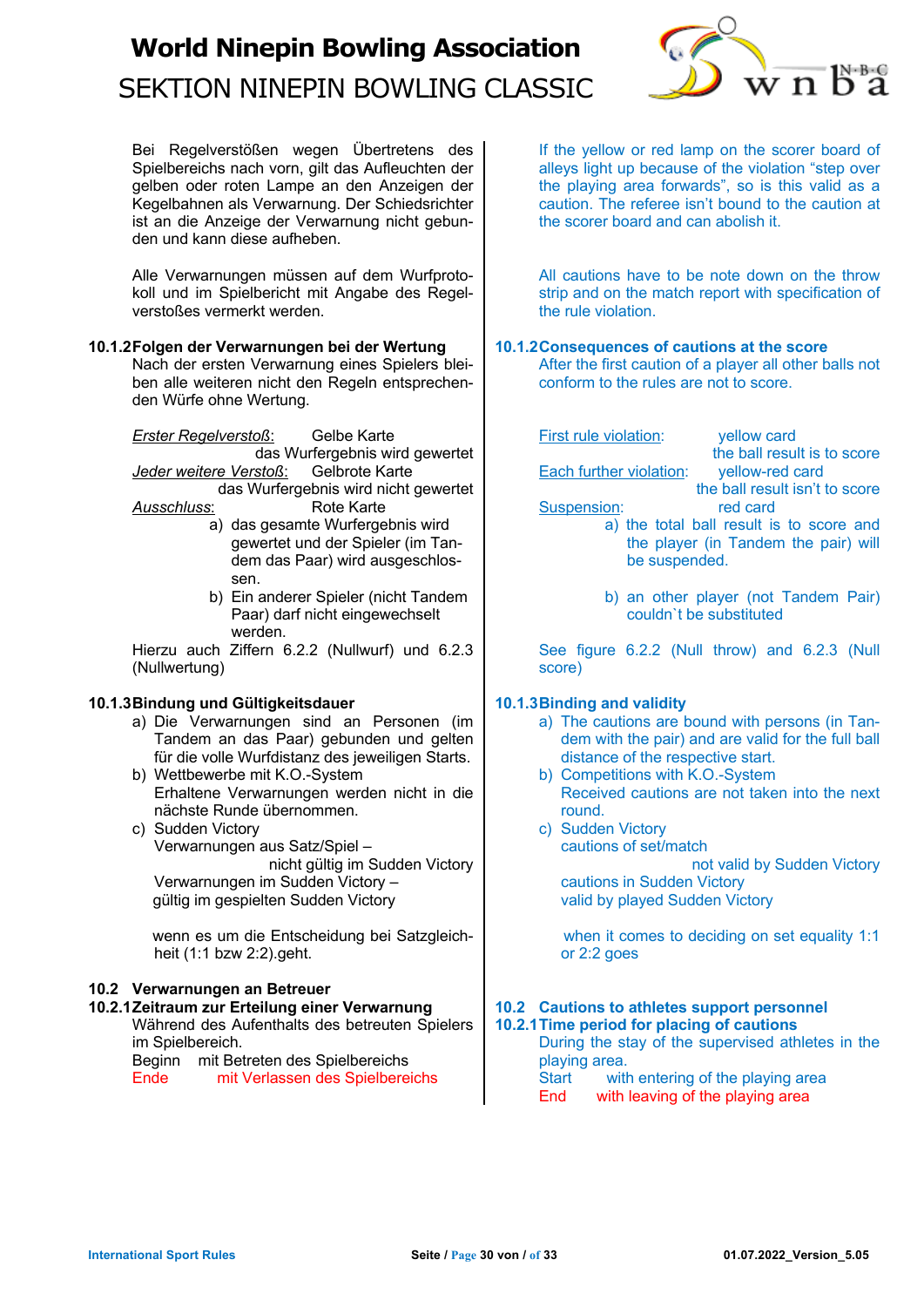Bei Regelverstößen wegen Übertretens des Spielbereichs nach vorn, gilt das Aufleuchten der gelben oder roten Lampe an den Anzeigen der Kegelbahnen als Verwarnung. Der Schiedsrichter ist an die Anzeige der Verwarnung nicht gebunden und kann diese aufheben.

If the yellow or red lamp on the scorer board of alleys light up because of the violation "step over the playing area forwards", so is this valid as a caution. The referee isn't bound to the caution at the scorer board and can abolish it.

Alle Verwarnungen müssen auf dem Wurfprotokoll und im Spielbericht mit Angabe des Regelverstoßes vermerkt werden.

All cautions have to be note down on the throw strip and on the match report with specification of the rule violation.

### 10.1.2 Folgen der Verwarnungen bei der Wertung

Nach der ersten Verwarnung eines Spielers bleiben alle weiteren nicht den Regeln entsprechenden Würfe ohne Wertung.

*Erster Regelverstoß*: Gelbe Karte
das Wurfergebnis wird gewertet

*Jeder weitere Verstoß*: Gelbrote Karte
das Wurfergebnis wird nicht gewertet

*Ausschluss*: Rote Karte

a) das gesamte Wurfergebnis wird gewertet und der Spieler (im Tandem das Paar) wird ausgeschlossen.
b) Ein anderer Spieler (nicht Tandem Paar) darf nicht eingewechselt werden.

Hierzu auch Ziffern 6.2.2 (Nullwurf) und 6.2.3 (Nullwertung)

### 10.1.2 Consequences of cautions at the score

After the first caution of a player all other balls not conform to the rules are not to score.

First rule violation: yellow card
the ball result is to score

Each further violation: yellow-red card
the ball result isn't to score

Suspension: red card

a) the total ball result is to score and the player (in Tandem the pair) will be suspended.
b) an other player (not Tandem Pair) couldn`t be substituted

See figure 6.2.2 (Null throw) and 6.2.3 (Null score)

### 10.1.3 Bindung und Gültigkeitsdauer

a) Die Verwarnungen sind an Personen (im Tandem an das Paar) gebunden und gelten für die volle Wurfdistanz des jeweiligen Starts.
b) Wettbewerbe mit K.O.-System
Erhaltene Verwarnungen werden nicht in die nächste Runde übernommen.
c) Sudden Victory
Verwarnungen aus Satz/Spiel –
nicht gültig im Sudden Victory
Verwarnungen im Sudden Victory –
gültig im gespielten Sudden Victory

wenn es um die Entscheidung bei Satzgleichheit (1:1 bzw 2:2).geht.

### 10.1.3 Binding and validity

a) The cautions are bound with persons (in Tandem with the pair) and are valid for the full ball distance of the respective start.
b) Competitions with K.O.-System
Received cautions are not taken into the next round.
c) Sudden Victory
cautions of set/match
not valid by Sudden Victory
cautions in Sudden Victory
valid by played Sudden Victory

when it comes to deciding on set equality 1:1 or 2:2 goes

## 10.2 Verwarnungen an Betreuer

### 10.2.1 Zeitraum zur Erteilung einer Verwarnung

Während des Aufenthalts des betreuten Spielers im Spielbereich.

Beginn mit Betreten des Spielbereichs
Ende mit Verlassen des Spielbereichs

## 10.2 Cautions to athletes support personnel

### 10.2.1 Time period for placing of cautions

During the stay of the supervised athletes in the playing area.

Start with entering of the playing area
End with leaving of the playing area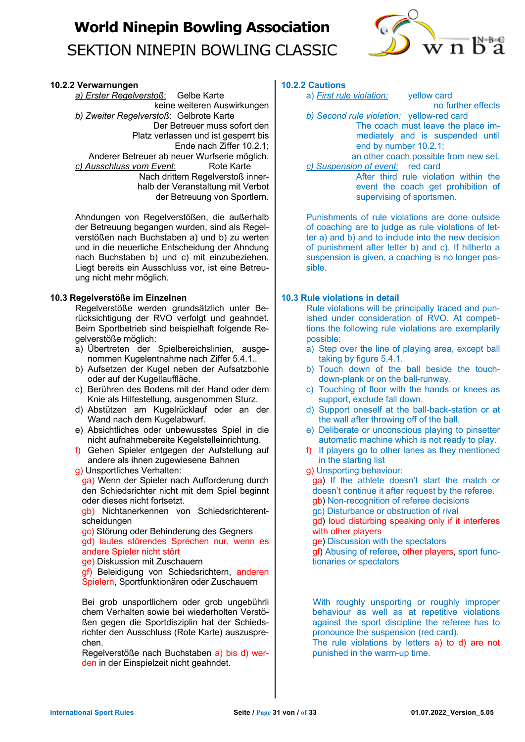### 10.2.2 Verwarnungen

*a) Erster Regelverstoß*: Gelbe Karte
keine weiteren Auswirkungen

*b) Zweiter Regelverstoß*: Gelbrote Karte
Der Betreuer muss sofort den Platz verlassen und ist gesperrt bis Ende nach Ziffer 10.2.1;
Anderer Betreuer ab neuer Wurfserie möglich.

*c) Ausschluss vom Event*: Rote Karte
Nach drittem Regelverstoß innerhalb der Veranstaltung mit Verbot der Betreuung von Sportlern.

Ahndungen von Regelverstößen, die außerhalb der Betreuung begangen wurden, sind als Regelverstößen nach Buchstaben a) und b) zu werten und in die neuerliche Entscheidung der Ahndung nach Buchstaben b) und c) mit einzubeziehen. Liegt bereits ein Ausschluss vor, ist eine Betreuung nicht mehr möglich.

### 10.3 Regelverstöße im Einzelnen

Regelverstöße werden grundsätzlich unter Berücksichtigung der RVO verfolgt und geahndet. Beim Sportbetrieb sind beispielhaft folgende Regelverstöße möglich:

a) Übertreten der Spielbereichslinien, ausgenommen Kugelentnahme nach Ziffer 5.4.1..
b) Aufsetzen der Kugel neben der Aufsatzbohle oder auf der Kugellauffläche.
c) Berühren des Bodens mit der Hand oder dem Knie als Hilfestellung, ausgenommen Sturz.
d) Abstützen am Kugelrücklauf oder an der Wand nach dem Kugelabwurf.
e) Absichtliches oder unbewusstes Spiel in die nicht aufnahmebereite Kegelstelleinrichtung.
f) Gehen Spieler entgegen der Aufstellung auf andere als ihnen zugewiesene Bahnen
g) Unsportliches Verhalten:
   ga) Wenn der Spieler nach Aufforderung durch den Schiedsrichter nicht mit dem Spiel beginnt oder dieses nicht fortsetzt.
   gb) Nichtanerkennen von Schiedsrichterentscheidungen
   gc) Störung oder Behinderung des Gegners
   gd) lautes störendes Sprechen nur, wenn es andere Spieler nicht stört
   ge) Diskussion mit Zuschauern
   gf) Beleidigung von Schiedsrichtern, anderen Spielern, Sportfunktionären oder Zuschauern

Bei grob unsportlichem oder grob ungebührlichem Verhalten sowie bei wiederholten Verstößen gegen die Sportdisziplin hat der Schiedsrichter den Ausschluss (Rote Karte) auszusprechen.
Regelverstöße nach Buchstaben a) bis d) werden in der Einspielzeit nicht geahndet.

### 10.2.2 Cautions

*a) First rule violation:* yellow card
no further effects

*b) Second rule violation:* yellow-red card
The coach must leave the place immediately and is suspended until end by number 10.2.1;
an other coach possible from new set.

*c) Suspension of event:* red card
After third rule violation within the event the coach get prohibition of supervising of sportsmen.

Punishments of rule violations are done outside of coaching are to judge as rule violations of letter a) and b) and to include into the new decision of punishment after letter b) and c). If hitherto a suspension is given, a coaching is no longer possible.

### 10.3 Rule violations in detail

Rule violations will be principally traced and punished under consideration of RVO. At competitions the following rule violations are exemplarily possible:

a) Step over the line of playing area, except ball taking by figure 5.4.1.
b) Touch down of the ball beside the touch-down-plank or on the ball-runway.
c) Touching of floor with the hands or knees as support, exclude fall down.
d) Support oneself at the ball-back-station or at the wall after throwing off of the ball.
e) Deliberate or unconscious playing to pinsetter automatic machine which is not ready to play.
f) If players go to other lanes as they mentioned in the starting list
g) Unsporting behaviour:
   ga) If the athlete doesn't start the match or doesn't continue it after request by the referee.
   gb) Non-recognition of referee decisions
   gc) Disturbance or obstruction of rival
   gd) loud disturbing speaking only if it interferes with other players
   ge) Discussion with the spectators
   gf) Abusing of referee, other players, sport functionaries or spectators

With roughly unsporting or roughly improper behaviour as well as at repetitive violations against the sport discipline the referee has to pronounce the suspension (red card).
The rule violations by letters a) to d) are not punished in the warm-up time.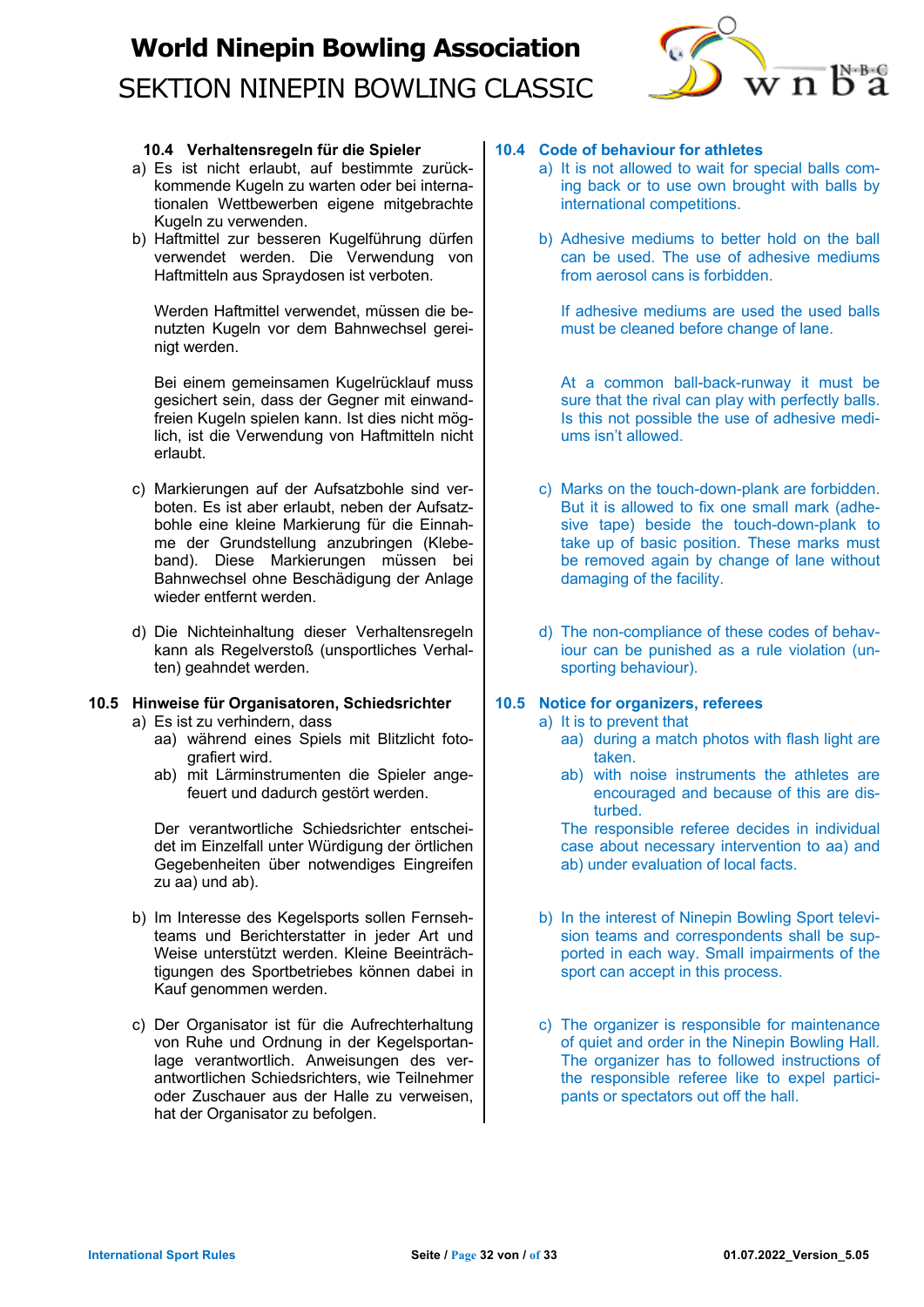### 10.4 Verhaltensregeln für die Spieler

a) Es ist nicht erlaubt, auf bestimmte zurückkommende Kugeln zu warten oder bei internationalen Wettbewerben eigene mitgebrachte Kugeln zu verwenden.

b) Haftmittel zur besseren Kugelführung dürfen verwendet werden. Die Verwendung von Haftmitteln aus Spraydosen ist verboten.

   Werden Haftmittel verwendet, müssen die benutzten Kugeln vor dem Bahnwechsel gereinigt werden.

   Bei einem gemeinsamen Kugelrücklauf muss gesichert sein, dass der Gegner mit einwandfreien Kugeln spielen kann. Ist dies nicht möglich, ist die Verwendung von Haftmitteln nicht erlaubt.

c) Markierungen auf der Aufsatzbohle sind verboten. Es ist aber erlaubt, neben der Aufsatzbohle eine kleine Markierung für die Einnahme der Grundstellung anzubringen (Klebeband). Diese Markierungen müssen bei Bahnwechsel ohne Beschädigung der Anlage wieder entfernt werden.

d) Die Nichteinhaltung dieser Verhaltensregeln kann als Regelverstoß (unsportliches Verhalten) geahndet werden.

### 10.4 Code of behaviour for athletes

a) It is not allowed to wait for special balls coming back or to use own brought with balls by international competitions.

b) Adhesive mediums to better hold on the ball can be used. The use of adhesive mediums from aerosol cans is forbidden.

   If adhesive mediums are used the used balls must be cleaned before change of lane.

   At a common ball-back-runway it must be sure that the rival can play with perfectly balls. Is this not possible the use of adhesive mediums isn't allowed.

c) Marks on the touch-down-plank are forbidden. But it is allowed to fix one small mark (adhesive tape) beside the touch-down-plank to take up of basic position. These marks must be removed again by change of lane without damaging of the facility.

d) The non-compliance of these codes of behaviour can be punished as a rule violation (unsporting behaviour).

### 10.5 Hinweise für Organisatoren, Schiedsrichter

a) Es ist zu verhindern, dass
   - aa) während eines Spiels mit Blitzlicht fotografiert wird.
   - ab) mit Lärminstrumenten die Spieler angefeuert und dadurch gestört werden.

   Der verantwortliche Schiedsrichter entscheidet im Einzelfall unter Würdigung der örtlichen Gegebenheiten über notwendiges Eingreifen zu aa) und ab).

b) Im Interesse des Kegelsports sollen Fernsehteams und Berichterstatter in jeder Art und Weise unterstützt werden. Kleine Beeinträchtigungen des Sportbetriebes können dabei in Kauf genommen werden.

c) Der Organisator ist für die Aufrechterhaltung von Ruhe und Ordnung in der Kegelsportanlage verantwortlich. Anweisungen des verantwortlichen Schiedsrichters, wie Teilnehmer oder Zuschauer aus der Halle zu verweisen, hat der Organisator zu befolgen.

### 10.5 Notice for organizers, referees

a) It is to prevent that
   - aa) during a match photos with flash light are taken.
   - ab) with noise instruments the athletes are encouraged and because of this are disturbed.

   The responsible referee decides in individual case about necessary intervention to aa) and ab) under evaluation of local facts.

b) In the interest of Ninepin Bowling Sport television teams and correspondents shall be supported in each way. Small impairments of the sport can accept in this process.

c) The organizer is responsible for maintenance of quiet and order in the Ninepin Bowling Hall. The organizer has to followed instructions of the responsible referee like to expel participants or spectators out off the hall.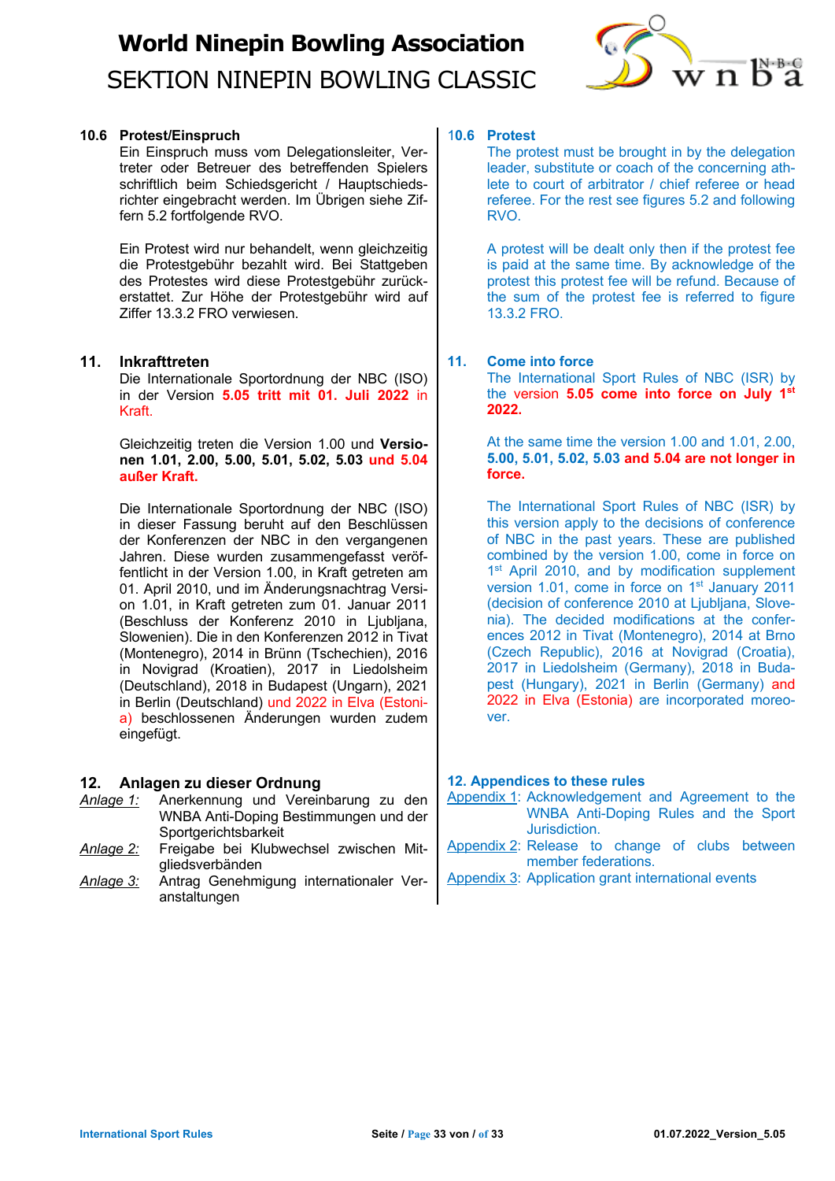## 10.6 Protest/Einspruch

Ein Einspruch muss vom Delegationsleiter, Vertreter oder Betreuer des betreffenden Spielers schriftlich beim Schiedsgericht / Hauptschiedsrichter eingebracht werden. Im Übrigen siehe Ziffern 5.2 fortfolgende RVO.

Ein Protest wird nur behandelt, wenn gleichzeitig die Protestgebühr bezahlt wird. Bei Stattgeben des Protestes wird diese Protestgebühr zurückerstattet. Zur Höhe der Protestgebühr wird auf Ziffer 13.3.2 FRO verwiesen.

## 10.6 Protest

The protest must be brought in by the delegation leader, substitute or coach of the concerning athlete to court of arbitrator / chief referee or head referee. For the rest see figures 5.2 and following RVO.

A protest will be dealt only then if the protest fee is paid at the same time. By acknowledge of the protest this protest fee will be refund. Because of the sum of the protest fee is referred to figure 13.3.2 FRO.

## 11. Inkrafttreten

Die Internationale Sportordnung der NBC (ISO) in der Version **5.05 tritt mit 01. Juli 2022** in Kraft.

Gleichzeitig treten die Version 1.00 und **Versionen 1.01, 2.00, 5.00, 5.01, 5.02, 5.03 und 5.04 außer Kraft.**

Die Internationale Sportordnung der NBC (ISO) in dieser Fassung beruht auf den Beschlüssen der Konferenzen der NBC in den vergangenen Jahren. Diese wurden zusammengefasst veröffentlicht in der Version 1.00, in Kraft getreten am 01. April 2010, und im Änderungsnachtrag Version 1.01, in Kraft getreten zum 01. Januar 2011 (Beschluss der Konferenz 2010 in Ljubljana, Slowenien). Die in den Konferenzen 2012 in Tivat (Montenegro), 2014 in Brünn (Tschechien), 2016 in Novigrad (Kroatien), 2017 in Liedolsheim (Deutschland), 2018 in Budapest (Ungarn), 2021 in Berlin (Deutschland) und 2022 in Elva (Estonia) beschlossenen Änderungen wurden zudem eingefügt.

## 11. Come into force

The International Sport Rules of NBC (ISR) by the version **5.05 come into force on July 1st 2022.**

At the same time the version 1.00 and 1.01, 2.00, **5.00, 5.01, 5.02, 5.03 and 5.04 are not longer in force.**

The International Sport Rules of NBC (ISR) by this version apply to the decisions of conference of NBC in the past years. These are published combined by the version 1.00, come in force on 1st April 2010, and by modification supplement version 1.01, come in force on 1st January 2011 (decision of conference 2010 at Ljubljana, Slovenia). The decided modifications at the conferences 2012 in Tivat (Montenegro), 2014 at Brno (Czech Republic), 2016 at Novigrad (Croatia), 2017 in Liedolsheim (Germany), 2018 in Budapest (Hungary), 2021 in Berlin (Germany) and 2022 in Elva (Estonia) are incorporated moreover.

## 12. Anlagen zu dieser Ordnung

- *Anlage 1:* Anerkennung und Vereinbarung zu den WNBA Anti-Doping Bestimmungen und der Sportgerichtsbarkeit
- *Anlage 2:* Freigabe bei Klubwechsel zwischen Mitgliedsverbänden
- *Anlage 3:* Antrag Genehmigung internationaler Veranstaltungen

## 12. Appendices to these rules

- Appendix 1: Acknowledgement and Agreement to the WNBA Anti-Doping Rules and the Sport Jurisdiction.
- Appendix 2: Release to change of clubs between member federations.
- Appendix 3: Application grant international events